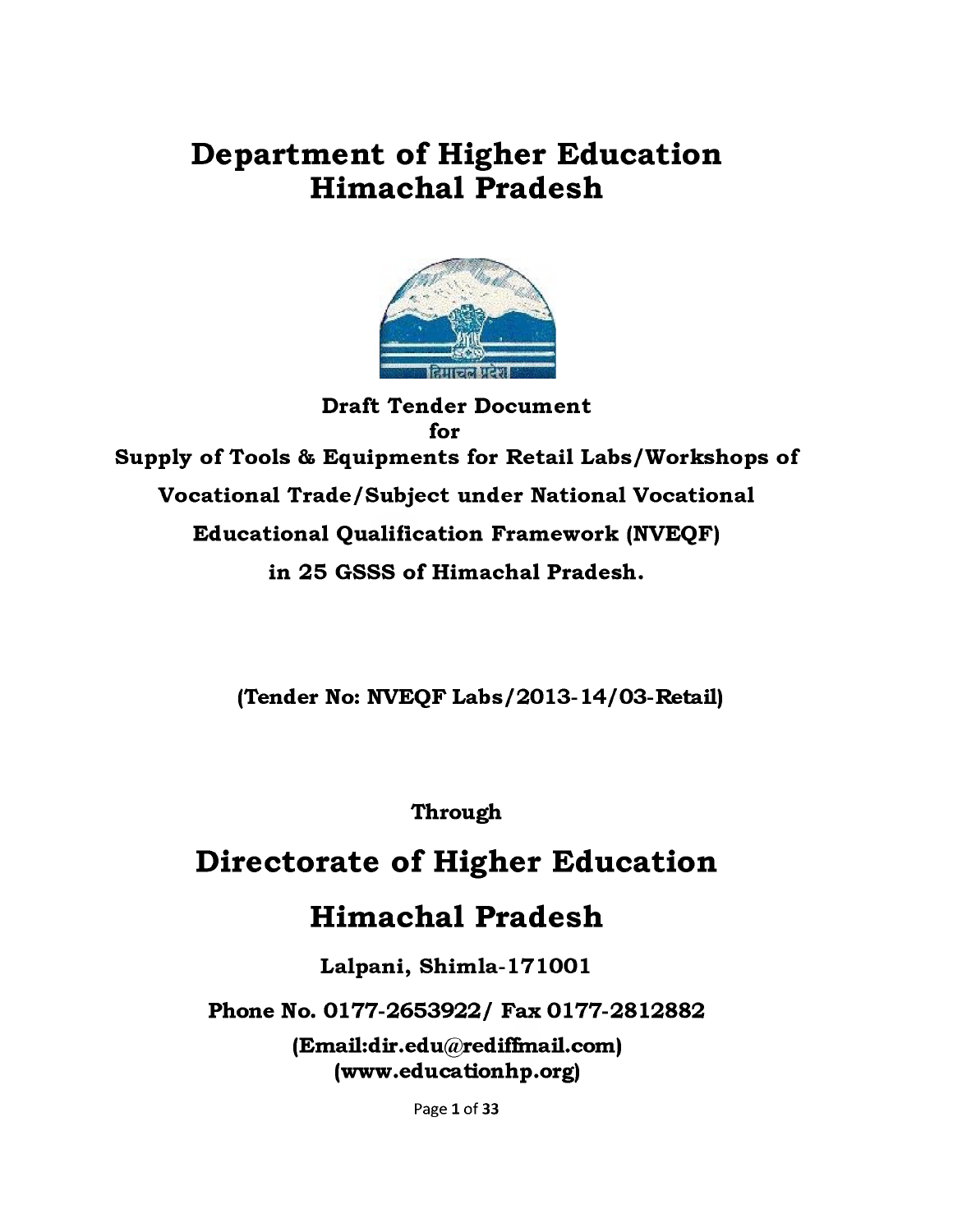# Department of Higher Education
# Himachal Pradesh

**Draft Tender Document**
**for**
**Supply of Tools & Equipments for Retail Labs/Workshops of Vocational Trade/Subject under National Vocational Educational Qualification Framework (NVEQF) in 25 GSSS of Himachal Pradesh.**

**(Tender No: NVEQF Labs/2013-14/03-Retail)**

**Through**

# Directorate of Higher Education
# Himachal Pradesh

**Lalpani, Shimla-171001**

**Phone No. 0177-2653922/ Fax 0177-2812882**

**(Email:dir.edu@rediffmail.com)**
**(www.educationhp.org)**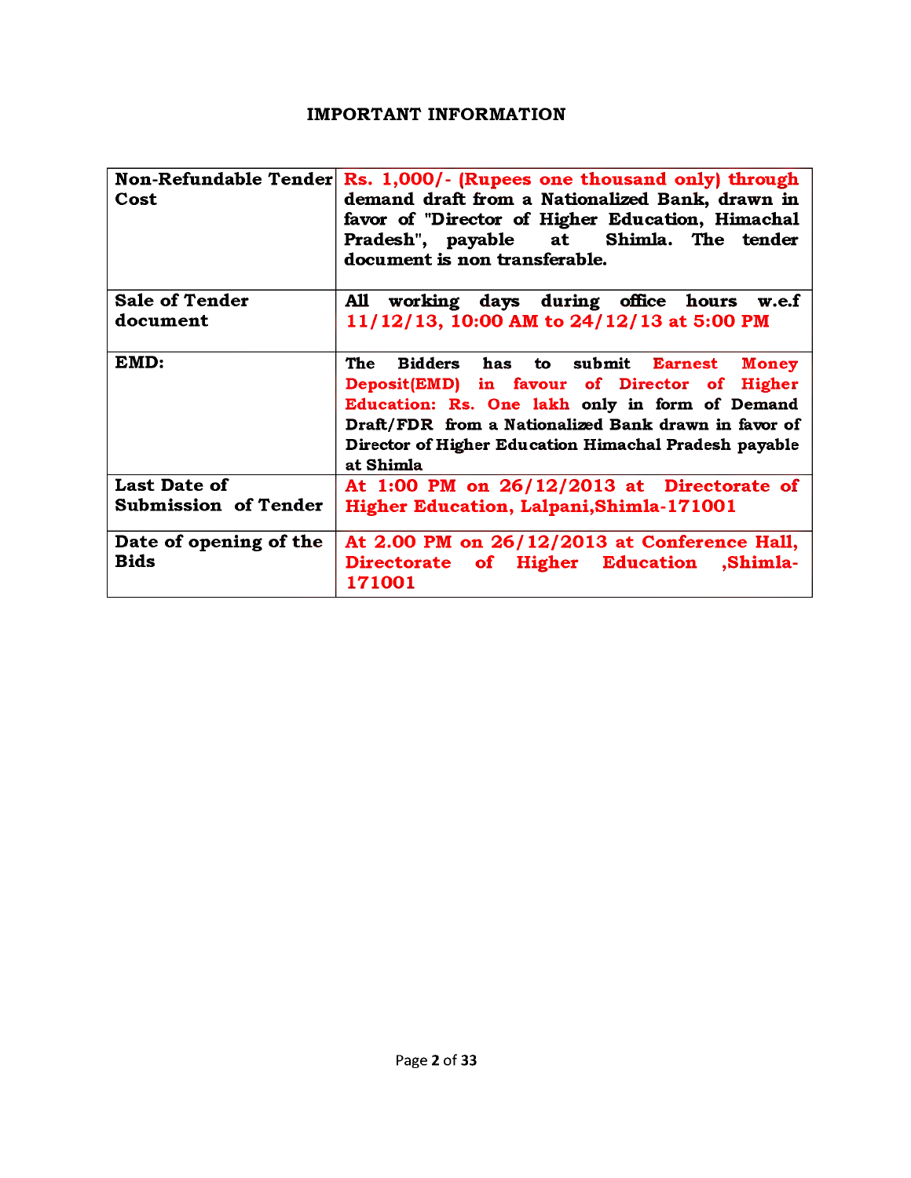# IMPORTANT INFORMATION

| | |
|---|---|
| **Non-Refundable Tender Cost** | **Rs. 1,000/- (Rupees one thousand only) through demand draft from a Nationalized Bank, drawn in favor of "Director of Higher Education, Himachal Pradesh", payable at Shimla. The tender document is non transferable.** |
| **Sale of Tender document** | **All working days during office hours w.e.f 11/12/13, 10:00 AM to 24/12/13 at 5:00 PM** |
| **EMD:** | **The Bidders has to submit Earnest Money Deposit(EMD) in favour of Director of Higher Education: Rs. One lakh only in form of Demand Draft/FDR from a Nationalized Bank drawn in favor of Director of Higher Education Himachal Pradesh payable at Shimla** |
| **Last Date of Submission of Tender** | **At 1:00 PM on 26/12/2013 at Directorate of Higher Education, Lalpani,Shimla-171001** |
| **Date of opening of the Bids** | **At 2.00 PM on 26/12/2013 at Conference Hall, Directorate of Higher Education ,Shimla-171001** |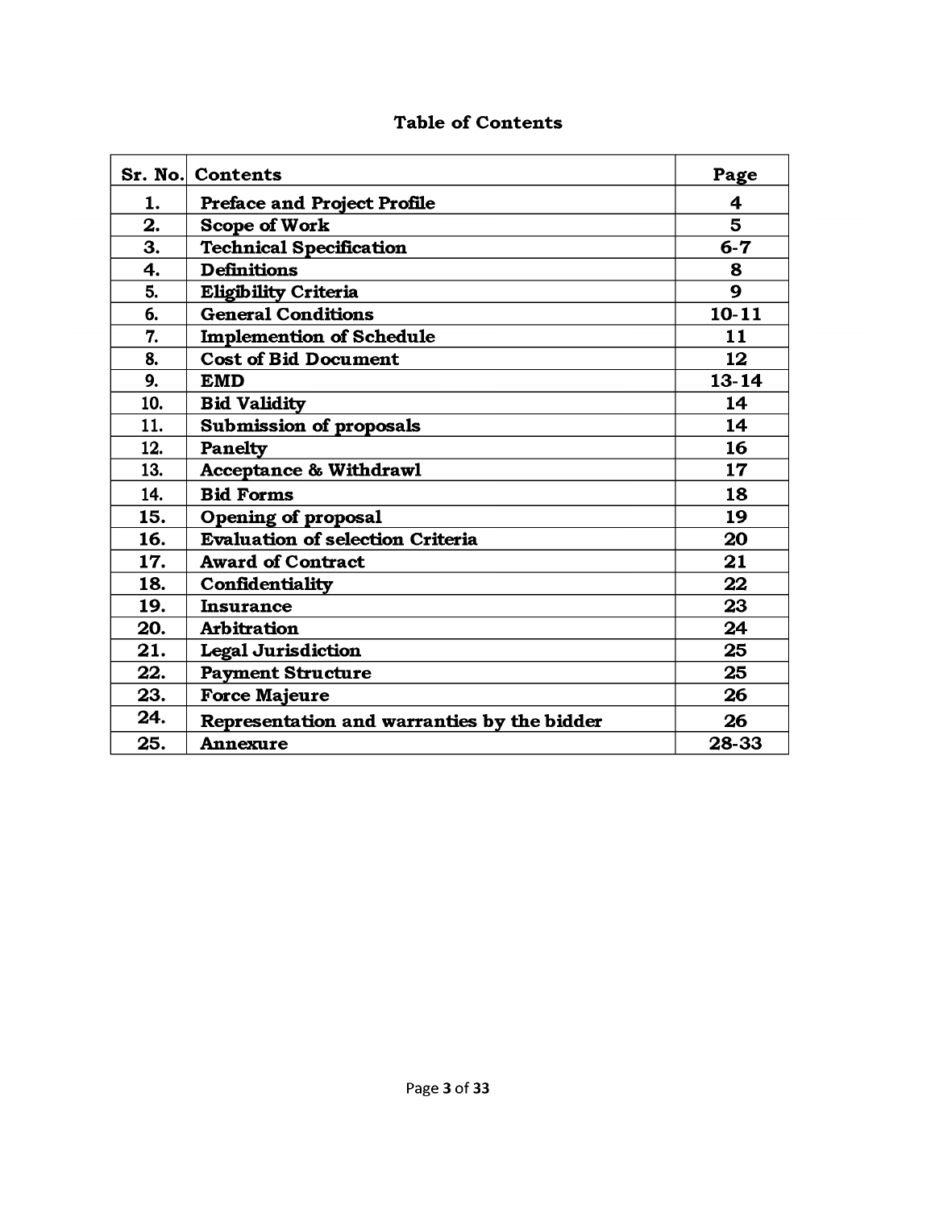## Table of Contents

| Sr. No. | Contents | Page |
|---|---|---|
| 1. | Preface and Project Profile | 4 |
| 2. | Scope of Work | 5 |
| 3. | Technical Specification | 6-7 |
| 4. | Definitions | 8 |
| 5. | Eligibility Criteria | 9 |
| 6. | General Conditions | 10-11 |
| 7. | Implemention of Schedule | 11 |
| 8. | Cost of Bid Document | 12 |
| 9. | EMD | 13-14 |
| 10. | Bid Validity | 14 |
| 11. | Submission of proposals | 14 |
| 12. | Panelty | 16 |
| 13. | Acceptance & Withdrawl | 17 |
| 14. | Bid Forms | 18 |
| 15. | Opening of proposal | 19 |
| 16. | Evaluation of selection Criteria | 20 |
| 17. | Award of Contract | 21 |
| 18. | Confidentiality | 22 |
| 19. | Insurance | 23 |
| 20. | Arbitration | 24 |
| 21. | Legal Jurisdiction | 25 |
| 22. | Payment Structure | 25 |
| 23. | Force Majeure | 26 |
| 24. | Representation and warranties by the bidder | 26 |
| 25. | Annexure | 28-33 |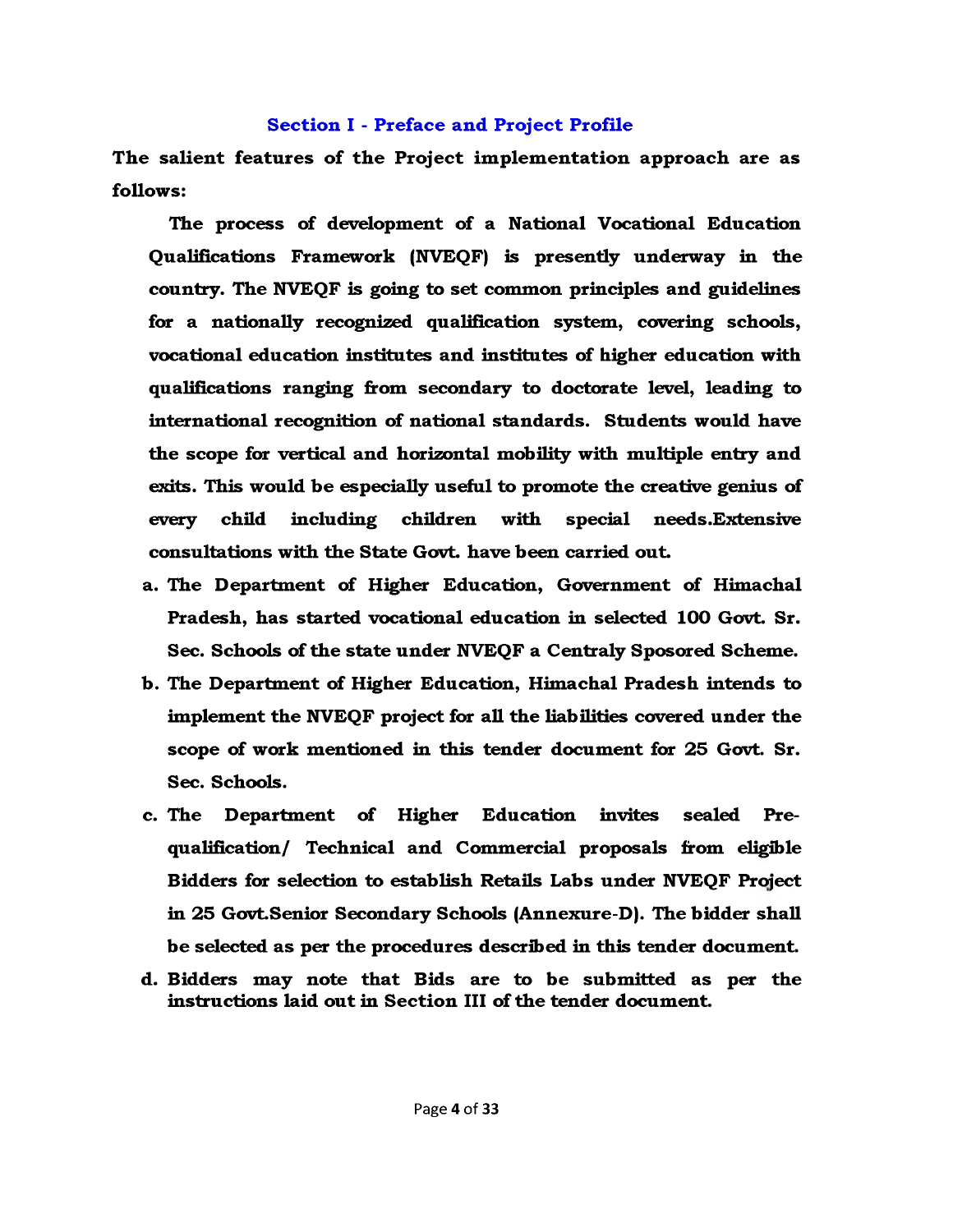## Section I - Preface and Project Profile

**The salient features of the Project implementation approach are as follows:**

**The process of development of a National Vocational Education Qualifications Framework (NVEQF) is presently underway in the country. The NVEQF is going to set common principles and guidelines for a nationally recognized qualification system, covering schools, vocational education institutes and institutes of higher education with qualifications ranging from secondary to doctorate level, leading to international recognition of national standards. Students would have the scope for vertical and horizontal mobility with multiple entry and exits. This would be especially useful to promote the creative genius of every child including children with special needs.Extensive consultations with the State Govt. have been carried out.**

a. **The Department of Higher Education, Government of Himachal Pradesh, has started vocational education in selected 100 Govt. Sr. Sec. Schools of the state under NVEQF a Centraly Sposored Scheme.**
b. **The Department of Higher Education, Himachal Pradesh intends to implement the NVEQF project for all the liabilities covered under the scope of work mentioned in this tender document for 25 Govt. Sr. Sec. Schools.**
c. **The Department of Higher Education invites sealed Pre-qualification/ Technical and Commercial proposals from eligible Bidders for selection to establish Retails Labs under NVEQF Project in 25 Govt.Senior Secondary Schools (Annexure-D). The bidder shall be selected as per the procedures described in this tender document.**
d. **Bidders may note that Bids are to be submitted as per the instructions laid out in Section III of the tender document.**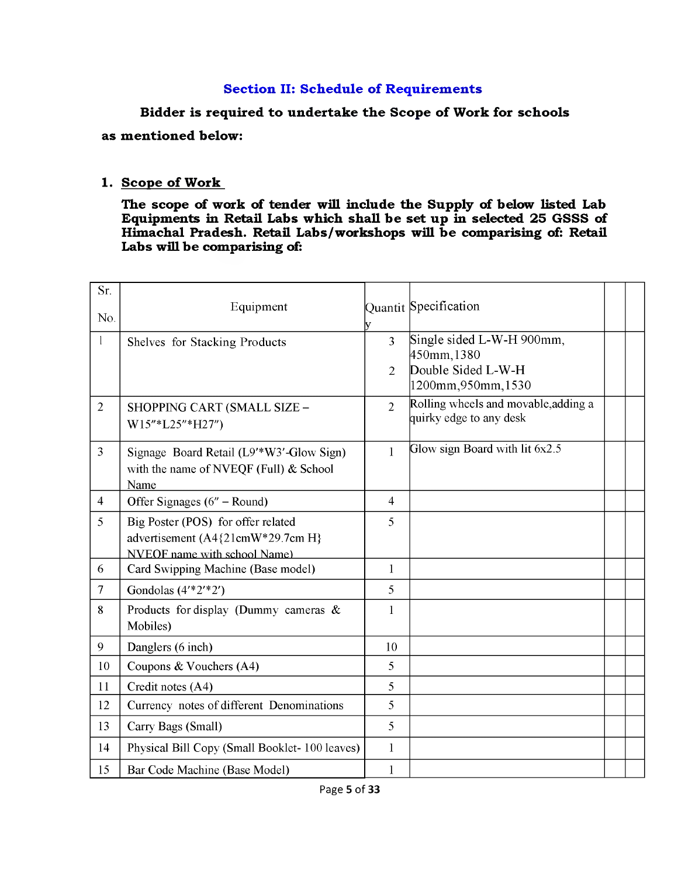## Section II: Schedule of Requirements

**Bidder is required to undertake the Scope of Work for schools as mentioned below:**

### 1. Scope of Work

**The scope of work of tender will include the Supply of below listed Lab Equipments in Retail Labs which shall be set up in selected 25 GSSS of Himachal Pradesh. Retail Labs/workshops will be comparising of: Retail Labs will be comparising of:**

| Sr. No. | Equipment | Quantity | Specification | | |
|---|---|---|---|---|---|
| 1 | Shelves for Stacking Products | 3<br>2 | Single sided L-W-H 900mm, 450mm,1380<br>Double Sided L-W-H 1200mm,950mm,1530 | | |
| 2 | SHOPPING CART (SMALL SIZE – W15″*L25″*H27″) | 2 | Rolling wheels and movable,adding a quirky edge to any desk | | |
| 3 | Signage Board Retail (L9′*W3′-Glow Sign) with the name of NVEQF (Full) & School Name | 1 | Glow sign Board with lit 6x2.5 | | |
| 4 | Offer Signages (6″ – Round) | 4 | | | |
| 5 | Big Poster (POS) for offer related advertisement (A4{21cmW*29.7cm H} NVEQF name with school Name) | 5 | | | |
| 6 | Card Swipping Machine (Base model) | 1 | | | |
| 7 | Gondolas (4′*2′*2′) | 5 | | | |
| 8 | Products for display (Dummy cameras & Mobiles) | 1 | | | |
| 9 | Danglers (6 inch) | 10 | | | |
| 10 | Coupons & Vouchers (A4) | 5 | | | |
| 11 | Credit notes (A4) | 5 | | | |
| 12 | Currency notes of different Denominations | 5 | | | |
| 13 | Carry Bags (Small) | 5 | | | |
| 14 | Physical Bill Copy (Small Booklet- 100 leaves) | 1 | | | |
| 15 | Bar Code Machine (Base Model) | 1 | | | |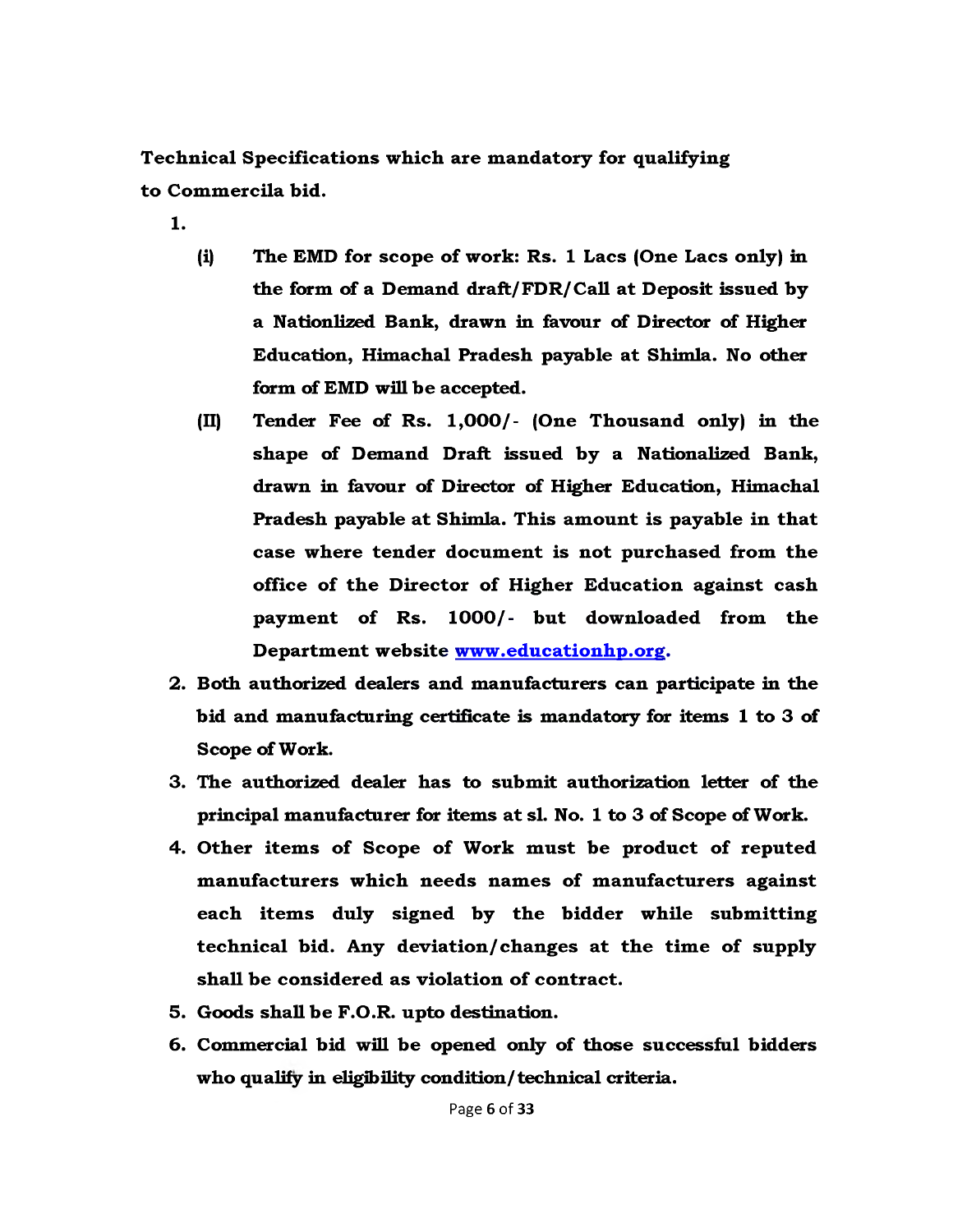**Technical Specifications which are mandatory for qualifying to Commercila bid.**

1.
   - **(i)** **The EMD for scope of work: Rs. 1 Lacs (One Lacs only) in the form of a Demand draft/FDR/Call at Deposit issued by a Nationlized Bank, drawn in favour of Director of Higher Education, Himachal Pradesh payable at Shimla. No other form of EMD will be accepted.**
   - **(II)** **Tender Fee of Rs. 1,000/- (One Thousand only) in the shape of Demand Draft issued by a Nationalized Bank, drawn in favour of Director of Higher Education, Himachal Pradesh payable at Shimla. This amount is payable in that case where tender document is not purchased from the office of the Director of Higher Education against cash payment of Rs. 1000/- but downloaded from the Department website [www.educationhp.org](http://www.educationhp.org).**
2. **Both authorized dealers and manufacturers can participate in the bid and manufacturing certificate is mandatory for items 1 to 3 of Scope of Work.**
3. **The authorized dealer has to submit authorization letter of the principal manufacturer for items at sl. No. 1 to 3 of Scope of Work.**
4. **Other items of Scope of Work must be product of reputed manufacturers which needs names of manufacturers against each items duly signed by the bidder while submitting technical bid. Any deviation/changes at the time of supply shall be considered as violation of contract.**
5. **Goods shall be F.O.R. upto destination.**
6. **Commercial bid will be opened only of those successful bidders who qualify in eligibility condition/technical criteria.**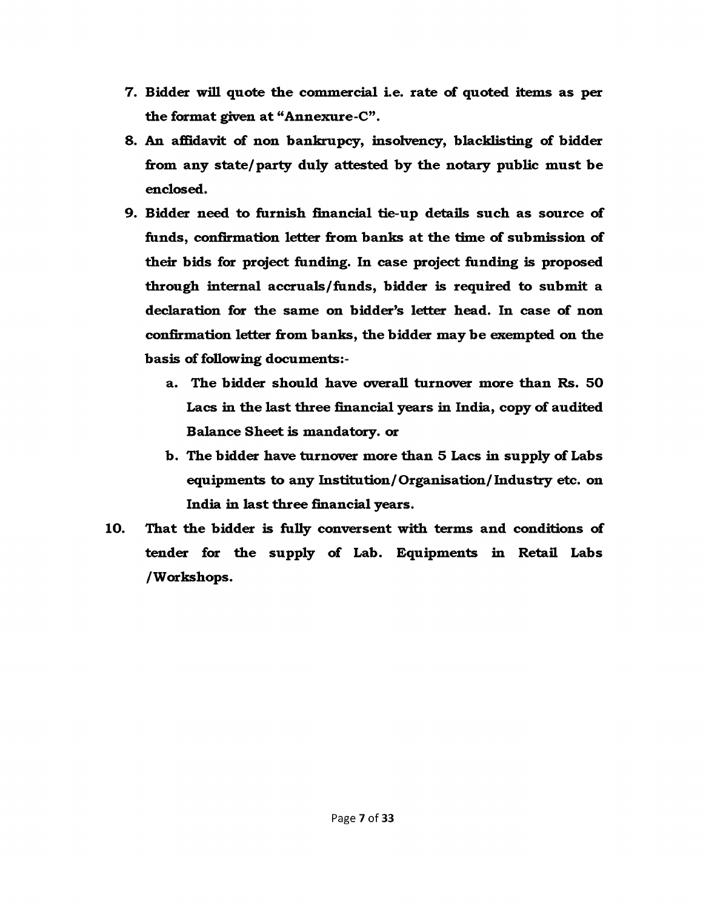7. **Bidder will quote the commercial i.e. rate of quoted items as per the format given at "Annexure-C".**
8. **An affidavit of non bankrupcy, insolvency, blacklisting of bidder from any state/party duly attested by the notary public must be enclosed.**
9. **Bidder need to furnish financial tie-up details such as source of funds, confirmation letter from banks at the time of submission of their bids for project funding. In case project funding is proposed through internal accruals/funds, bidder is required to submit a declaration for the same on bidder's letter head. In case of non confirmation letter from banks, the bidder may be exempted on the basis of following documents:-**
   a. **The bidder should have overall turnover more than Rs. 50 Lacs in the last three financial years in India, copy of audited Balance Sheet is mandatory. or**
   b. **The bidder have turnover more than 5 Lacs in supply of Labs equipments to any Institution/Organisation/Industry etc. on India in last three financial years.**
10. **That the bidder is fully conversent with terms and conditions of tender for the supply of Lab. Equipments in Retail Labs /Workshops.**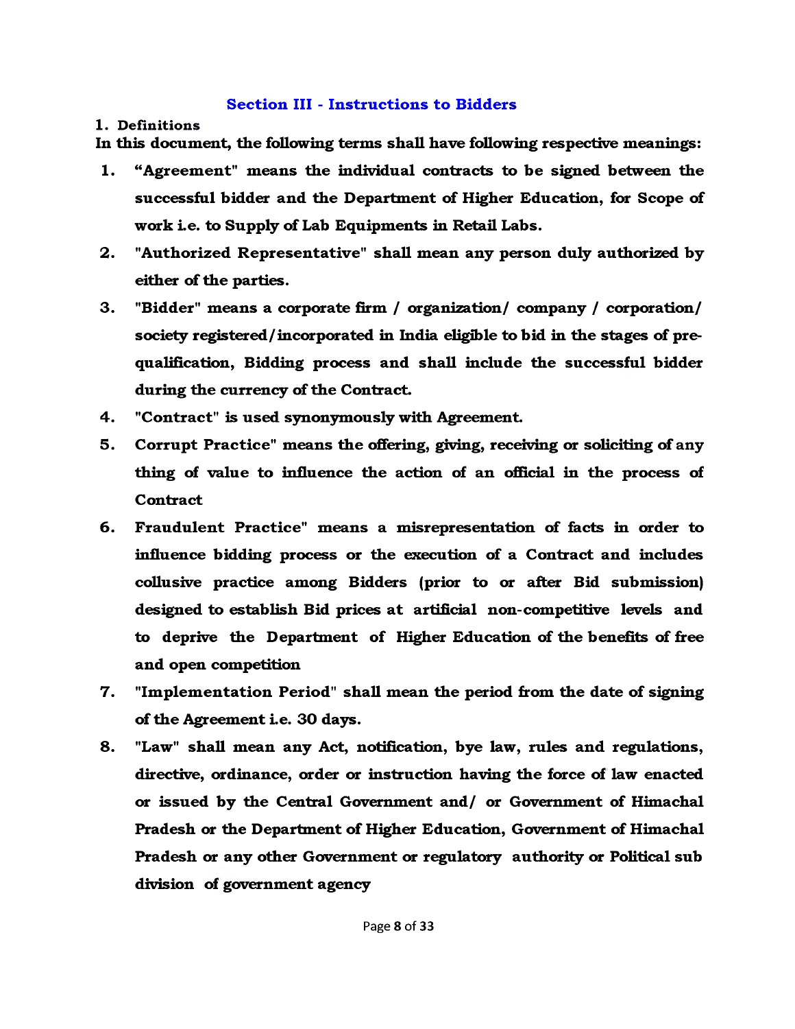## Section III - Instructions to Bidders

**1. Definitions**

**In this document, the following terms shall have following respective meanings:**

1. **"Agreement" means the individual contracts to be signed between the successful bidder and the Department of Higher Education, for Scope of work i.e. to Supply of Lab Equipments in Retail Labs.**
2. **"Authorized Representative" shall mean any person duly authorized by either of the parties.**
3. **"Bidder" means a corporate firm / organization/ company / corporation/ society registered/incorporated in India eligible to bid in the stages of pre-qualification, Bidding process and shall include the successful bidder during the currency of the Contract.**
4. **"Contract" is used synonymously with Agreement.**
5. **Corrupt Practice" means the offering, giving, receiving or soliciting of any thing of value to influence the action of an official in the process of Contract**
6. **Fraudulent Practice" means a misrepresentation of facts in order to influence bidding process or the execution of a Contract and includes collusive practice among Bidders (prior to or after Bid submission) designed to establish Bid prices at artificial non-competitive levels and to deprive the Department of Higher Education of the benefits of free and open competition**
7. **"Implementation Period" shall mean the period from the date of signing of the Agreement i.e. 30 days.**
8. **"Law" shall mean any Act, notification, bye law, rules and regulations, directive, ordinance, order or instruction having the force of law enacted or issued by the Central Government and/ or Government of Himachal Pradesh or the Department of Higher Education, Government of Himachal Pradesh or any other Government or regulatory authority or Political sub division of government agency**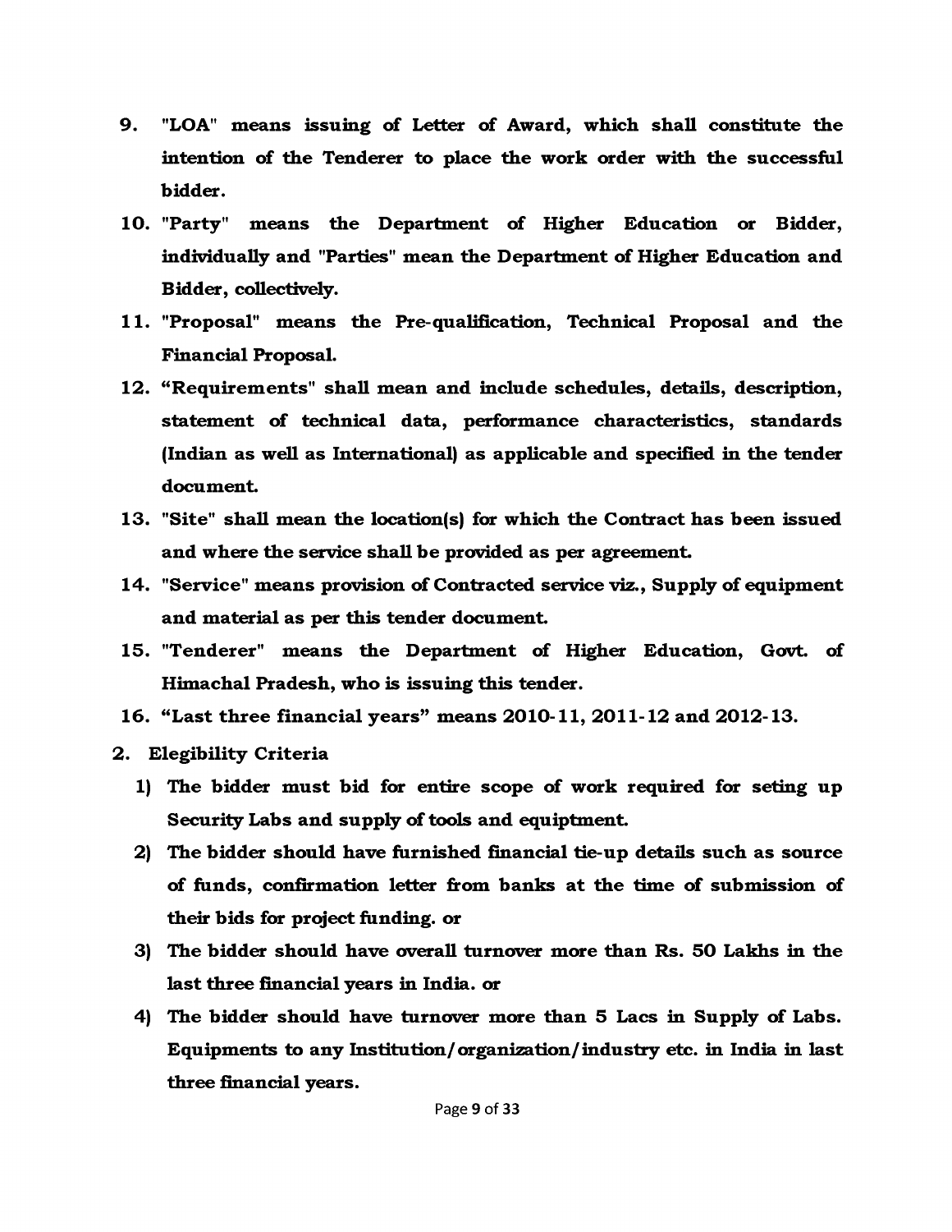9. **"LOA" means issuing of Letter of Award, which shall constitute the intention of the Tenderer to place the work order with the successful bidder.**
10. **"Party" means the Department of Higher Education or Bidder, individually and "Parties" mean the Department of Higher Education and Bidder, collectively.**
11. **"Proposal" means the Pre-qualification, Technical Proposal and the Financial Proposal.**
12. **"Requirements" shall mean and include schedules, details, description, statement of technical data, performance characteristics, standards (Indian as well as International) as applicable and specified in the tender document.**
13. **"Site" shall mean the location(s) for which the Contract has been issued and where the service shall be provided as per agreement.**
14. **"Service" means provision of Contracted service viz., Supply of equipment and material as per this tender document.**
15. **"Tenderer" means the Department of Higher Education, Govt. of Himachal Pradesh, who is issuing this tender.**
16. **"Last three financial years" means 2010-11, 2011-12 and 2012-13.**

**2. Elegibility Criteria**

1) **The bidder must bid for entire scope of work required for seting up Security Labs and supply of tools and equiptment.**
2) **The bidder should have furnished financial tie-up details such as source of funds, confirmation letter from banks at the time of submission of their bids for project funding. or**
3) **The bidder should have overall turnover more than Rs. 50 Lakhs in the last three financial years in India. or**
4) **The bidder should have turnover more than 5 Lacs in Supply of Labs. Equipments to any Institution/organization/industry etc. in India in last three financial years.**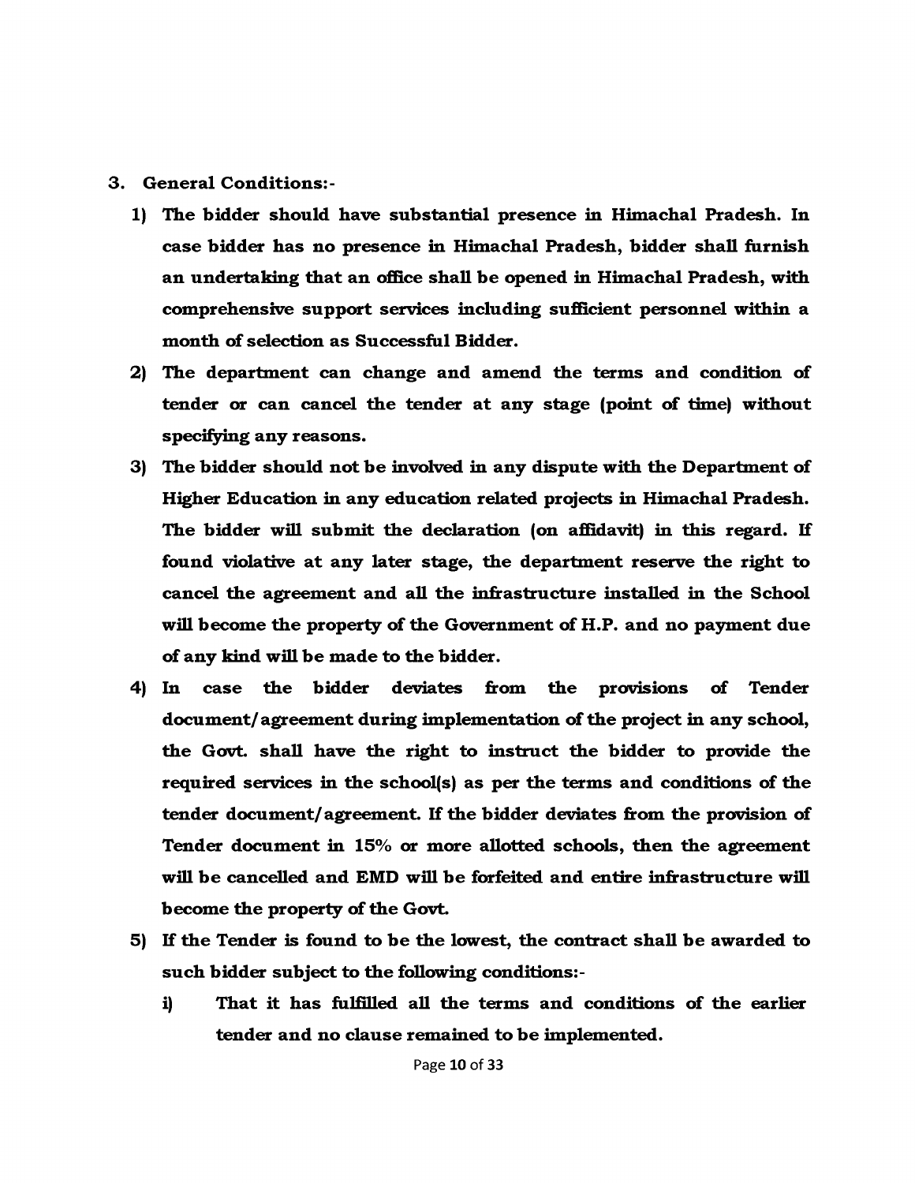## 3. General Conditions:-

1) **The bidder should have substantial presence in Himachal Pradesh. In case bidder has no presence in Himachal Pradesh, bidder shall furnish an undertaking that an office shall be opened in Himachal Pradesh, with comprehensive support services including sufficient personnel within a month of selection as Successful Bidder.**
2) **The department can change and amend the terms and condition of tender or can cancel the tender at any stage (point of time) without specifying any reasons.**
3) **The bidder should not be involved in any dispute with the Department of Higher Education in any education related projects in Himachal Pradesh. The bidder will submit the declaration (on affidavit) in this regard. If found violative at any later stage, the department reserve the right to cancel the agreement and all the infrastructure installed in the School will become the property of the Government of H.P. and no payment due of any kind will be made to the bidder.**
4) **In case the bidder deviates from the provisions of Tender document/agreement during implementation of the project in any school, the Govt. shall have the right to instruct the bidder to provide the required services in the school(s) as per the terms and conditions of the tender document/agreement. If the bidder deviates from the provision of Tender document in 15% or more allotted schools, then the agreement will be cancelled and EMD will be forfeited and entire infrastructure will become the property of the Govt.**
5) **If the Tender is found to be the lowest, the contract shall be awarded to such bidder subject to the following conditions:-**
   i) **That it has fulfilled all the terms and conditions of the earlier tender and no clause remained to be implemented.**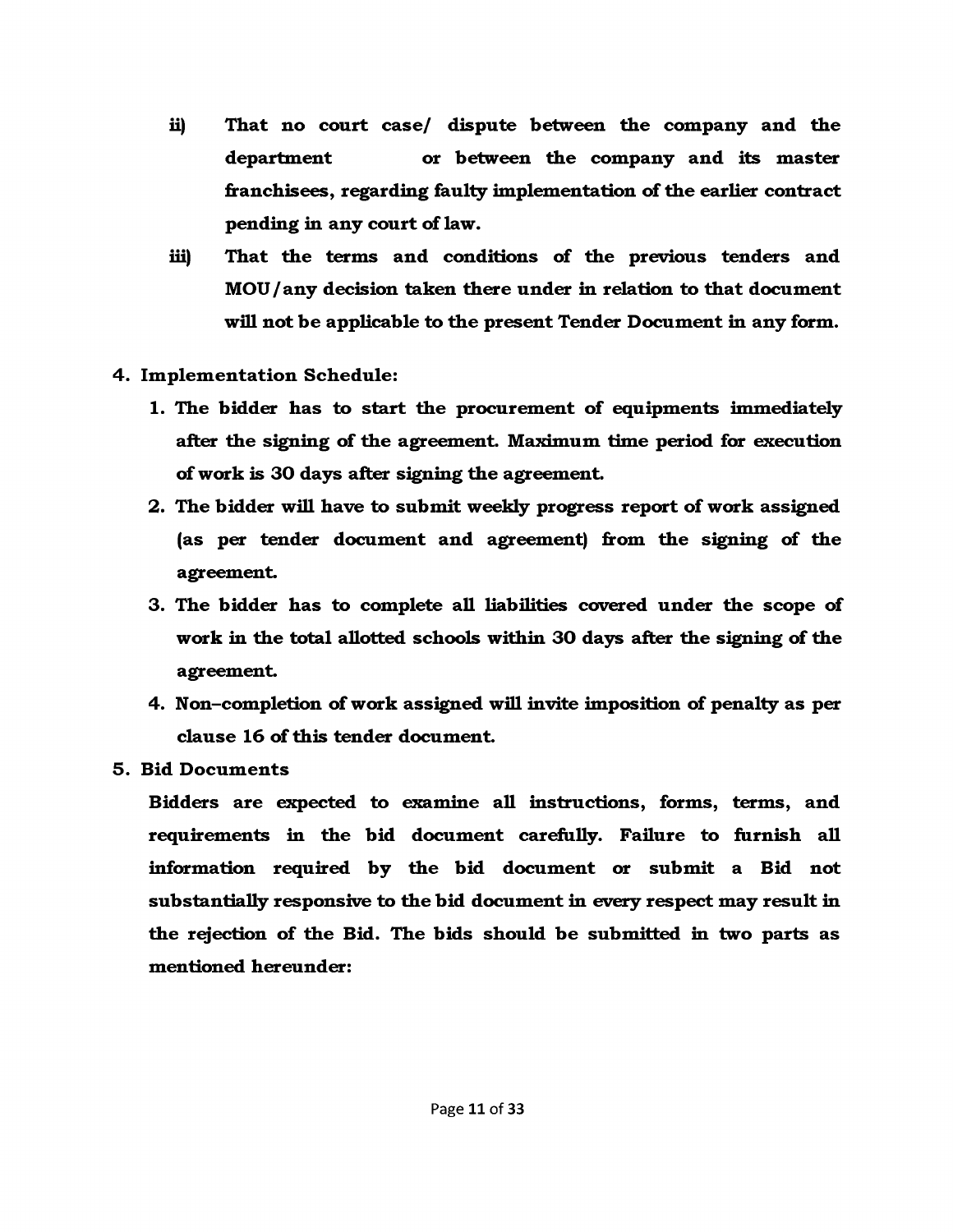ii) **That no court case/ dispute between the company and the department or between the company and its master franchisees, regarding faulty implementation of the earlier contract pending in any court of law.**

iii) **That the terms and conditions of the previous tenders and MOU/any decision taken there under in relation to that document will not be applicable to the present Tender Document in any form.**

**4. Implementation Schedule:**

1. **The bidder has to start the procurement of equipments immediately after the signing of the agreement. Maximum time period for execution of work is 30 days after signing the agreement.**
2. **The bidder will have to submit weekly progress report of work assigned (as per tender document and agreement) from the signing of the agreement.**
3. **The bidder has to complete all liabilities covered under the scope of work in the total allotted schools within 30 days after the signing of the agreement.**
4. **Non–completion of work assigned will invite imposition of penalty as per clause 16 of this tender document.**

**5. Bid Documents**

**Bidders are expected to examine all instructions, forms, terms, and requirements in the bid document carefully. Failure to furnish all information required by the bid document or submit a Bid not substantially responsive to the bid document in every respect may result in the rejection of the Bid. The bids should be submitted in two parts as mentioned hereunder:**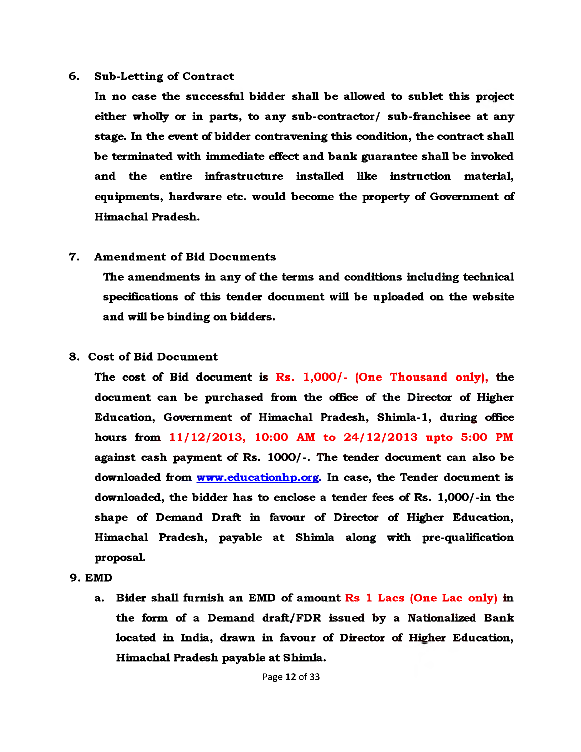**6. Sub-Letting of Contract**

**In no case the successful bidder shall be allowed to sublet this project either wholly or in parts, to any sub-contractor/ sub-franchisee at any stage. In the event of bidder contravening this condition, the contract shall be terminated with immediate effect and bank guarantee shall be invoked and the entire infrastructure installed like instruction material, equipments, hardware etc. would become the property of Government of Himachal Pradesh.**

**7. Amendment of Bid Documents**

**The amendments in any of the terms and conditions including technical specifications of this tender document will be uploaded on the website and will be binding on bidders.**

**8. Cost of Bid Document**

**The cost of Bid document is Rs. 1,000/- (One Thousand only), the document can be purchased from the office of the Director of Higher Education, Government of Himachal Pradesh, Shimla-1, during office hours from 11/12/2013, 10:00 AM to 24/12/2013 upto 5:00 PM against cash payment of Rs. 1000/-. The tender document can also be downloaded from [www.educationhp.org](http://www.educationhp.org). In case, the Tender document is downloaded, the bidder has to enclose a tender fees of Rs. 1,000/-in the shape of Demand Draft in favour of Director of Higher Education, Himachal Pradesh, payable at Shimla along with pre-qualification proposal.**

**9. EMD**

a. **Bider shall furnish an EMD of amount Rs 1 Lacs (One Lac only) in the form of a Demand draft/FDR issued by a Nationalized Bank located in India, drawn in favour of Director of Higher Education, Himachal Pradesh payable at Shimla.**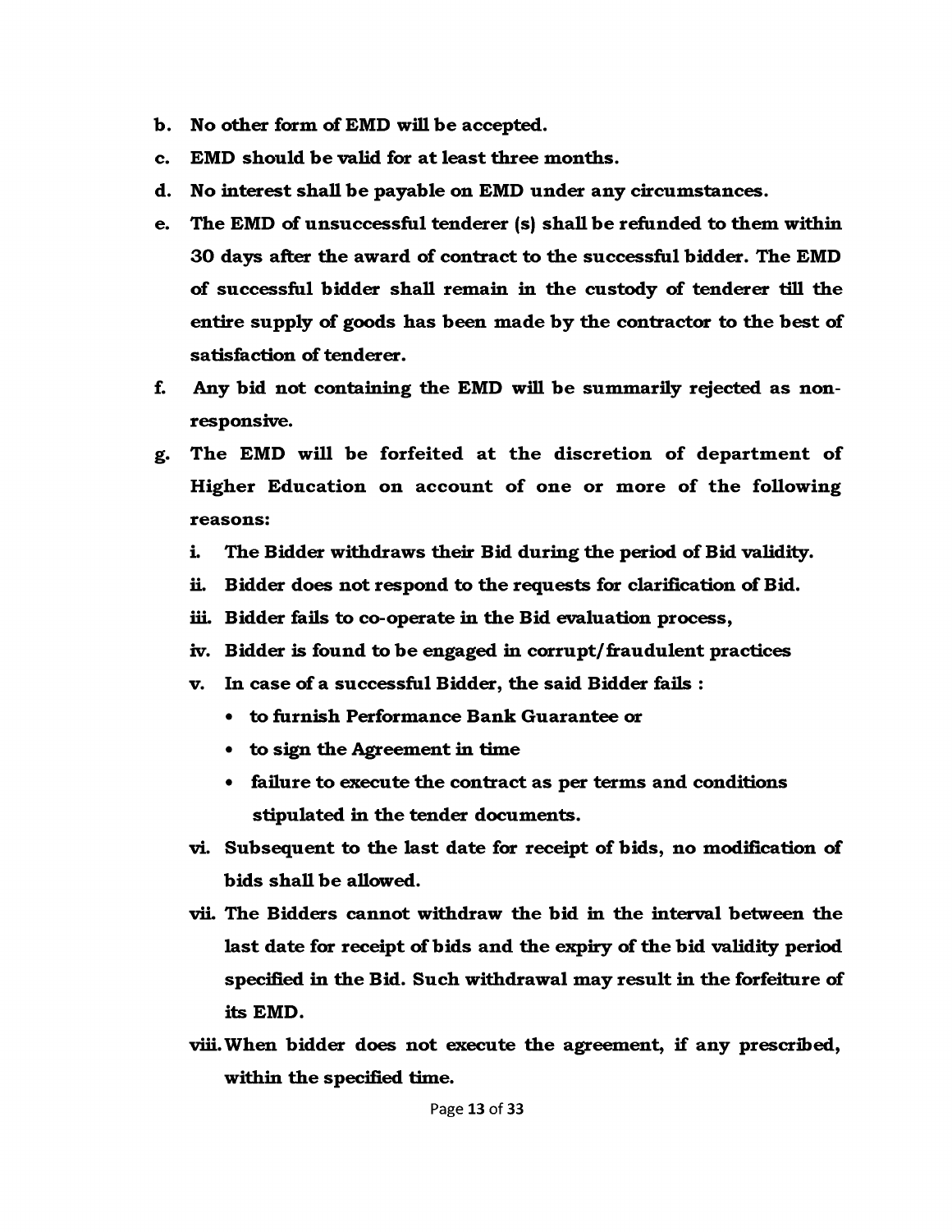b. **No other form of EMD will be accepted.**
c. **EMD should be valid for at least three months.**
d. **No interest shall be payable on EMD under any circumstances.**
e. **The EMD of unsuccessful tenderer (s) shall be refunded to them within 30 days after the award of contract to the successful bidder. The EMD of successful bidder shall remain in the custody of tenderer till the entire supply of goods has been made by the contractor to the best of satisfaction of tenderer.**
f. **Any bid not containing the EMD will be summarily rejected as non-responsive.**
g. **The EMD will be forfeited at the discretion of department of Higher Education on account of one or more of the following reasons:**
   i. **The Bidder withdraws their Bid during the period of Bid validity.**
   ii. **Bidder does not respond to the requests for clarification of Bid.**
   iii. **Bidder fails to co-operate in the Bid evaluation process,**
   iv. **Bidder is found to be engaged in corrupt/fraudulent practices**
   v. **In case of a successful Bidder, the said Bidder fails :**
      - **to furnish Performance Bank Guarantee or**
      - **to sign the Agreement in time**
      - **failure to execute the contract as per terms and conditions stipulated in the tender documents.**
   vi. **Subsequent to the last date for receipt of bids, no modification of bids shall be allowed.**
   vii. **The Bidders cannot withdraw the bid in the interval between the last date for receipt of bids and the expiry of the bid validity period specified in the Bid. Such withdrawal may result in the forfeiture of its EMD.**
   viii. **When bidder does not execute the agreement, if any prescribed, within the specified time.**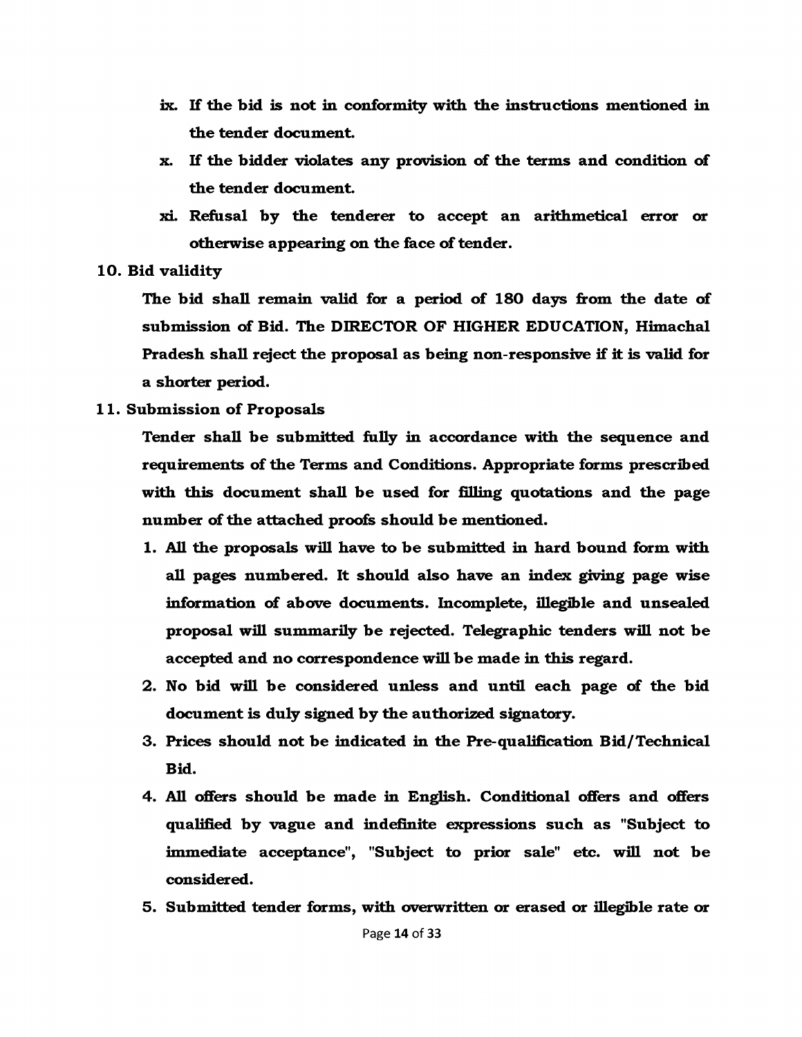ix. **If the bid is not in conformity with the instructions mentioned in the tender document.**

x. **If the bidder violates any provision of the terms and condition of the tender document.**

xi. **Refusal by the tenderer to accept an arithmetical error or otherwise appearing on the face of tender.**

**10. Bid validity**

**The bid shall remain valid for a period of 180 days from the date of submission of Bid. The DIRECTOR OF HIGHER EDUCATION, Himachal Pradesh shall reject the proposal as being non-responsive if it is valid for a shorter period.**

**11. Submission of Proposals**

**Tender shall be submitted fully in accordance with the sequence and requirements of the Terms and Conditions. Appropriate forms prescribed with this document shall be used for filling quotations and the page number of the attached proofs should be mentioned.**

1. **All the proposals will have to be submitted in hard bound form with all pages numbered. It should also have an index giving page wise information of above documents. Incomplete, illegible and unsealed proposal will summarily be rejected. Telegraphic tenders will not be accepted and no correspondence will be made in this regard.**
2. **No bid will be considered unless and until each page of the bid document is duly signed by the authorized signatory.**
3. **Prices should not be indicated in the Pre-qualification Bid/Technical Bid.**
4. **All offers should be made in English. Conditional offers and offers qualified by vague and indefinite expressions such as "Subject to immediate acceptance", "Subject to prior sale" etc. will not be considered.**
5. **Submitted tender forms, with overwritten or erased or illegible rate or**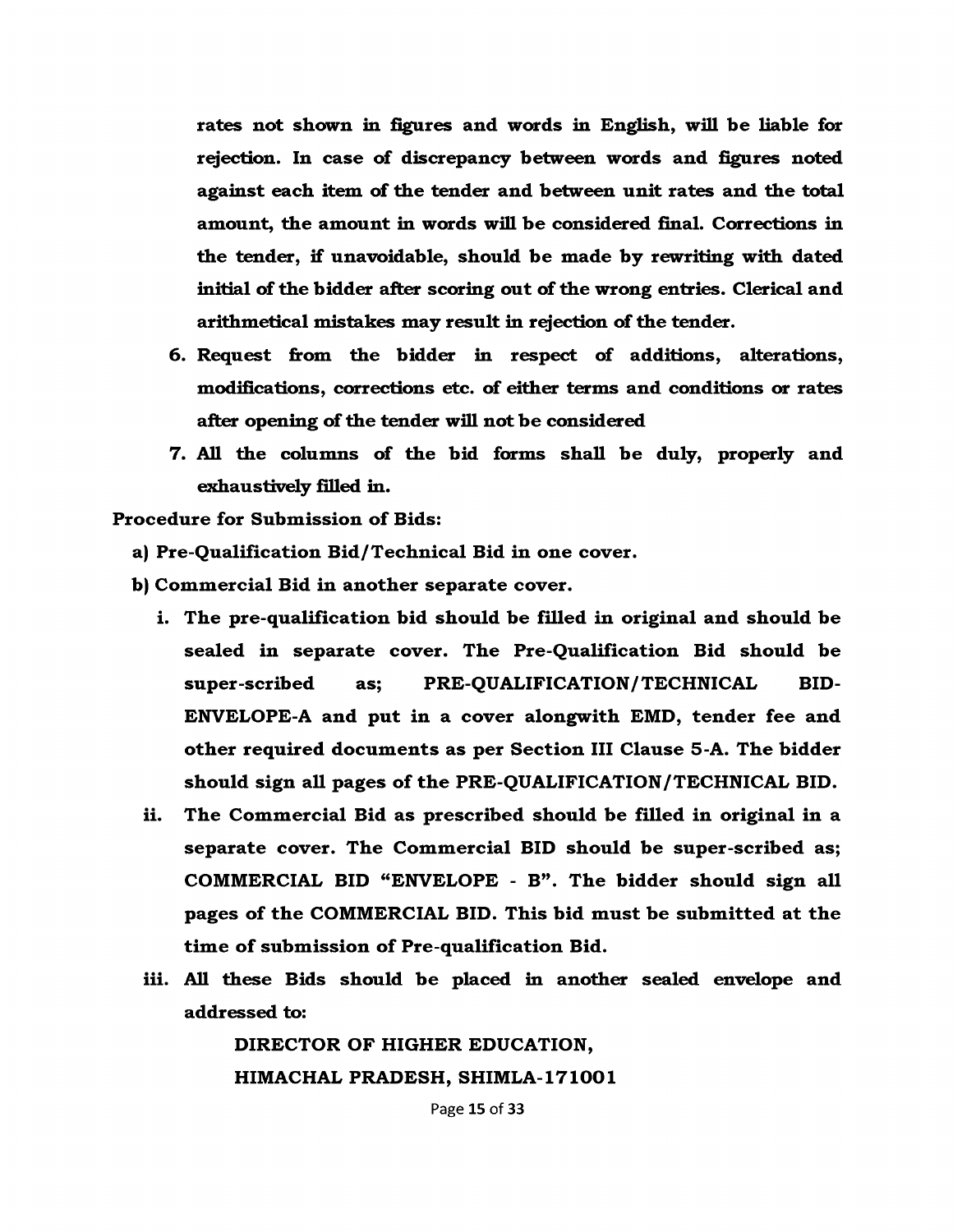**rates not shown in figures and words in English, will be liable for rejection. In case of discrepancy between words and figures noted against each item of the tender and between unit rates and the total amount, the amount in words will be considered final. Corrections in the tender, if unavoidable, should be made by rewriting with dated initial of the bidder after scoring out of the wrong entries. Clerical and arithmetical mistakes may result in rejection of the tender.**

6. **Request from the bidder in respect of additions, alterations, modifications, corrections etc. of either terms and conditions or rates after opening of the tender will not be considered**
7. **All the columns of the bid forms shall be duly, properly and exhaustively filled in.**

**Procedure for Submission of Bids:**

a) **Pre-Qualification Bid/Technical Bid in one cover.**

b) **Commercial Bid in another separate cover.**

   i. **The pre-qualification bid should be filled in original and should be sealed in separate cover. The Pre-Qualification Bid should be super-scribed as; PRE-QUALIFICATION/TECHNICAL BID-ENVELOPE-A and put in a cover alongwith EMD, tender fee and other required documents as per Section III Clause 5-A. The bidder should sign all pages of the PRE-QUALIFICATION/TECHNICAL BID.**

   ii. **The Commercial Bid as prescribed should be filled in original in a separate cover. The Commercial BID should be super-scribed as; COMMERCIAL BID "ENVELOPE - B". The bidder should sign all pages of the COMMERCIAL BID. This bid must be submitted at the time of submission of Pre-qualification Bid.**

   iii. **All these Bids should be placed in another sealed envelope and addressed to:**

   **DIRECTOR OF HIGHER EDUCATION,**
   **HIMACHAL PRADESH, SHIMLA-171001**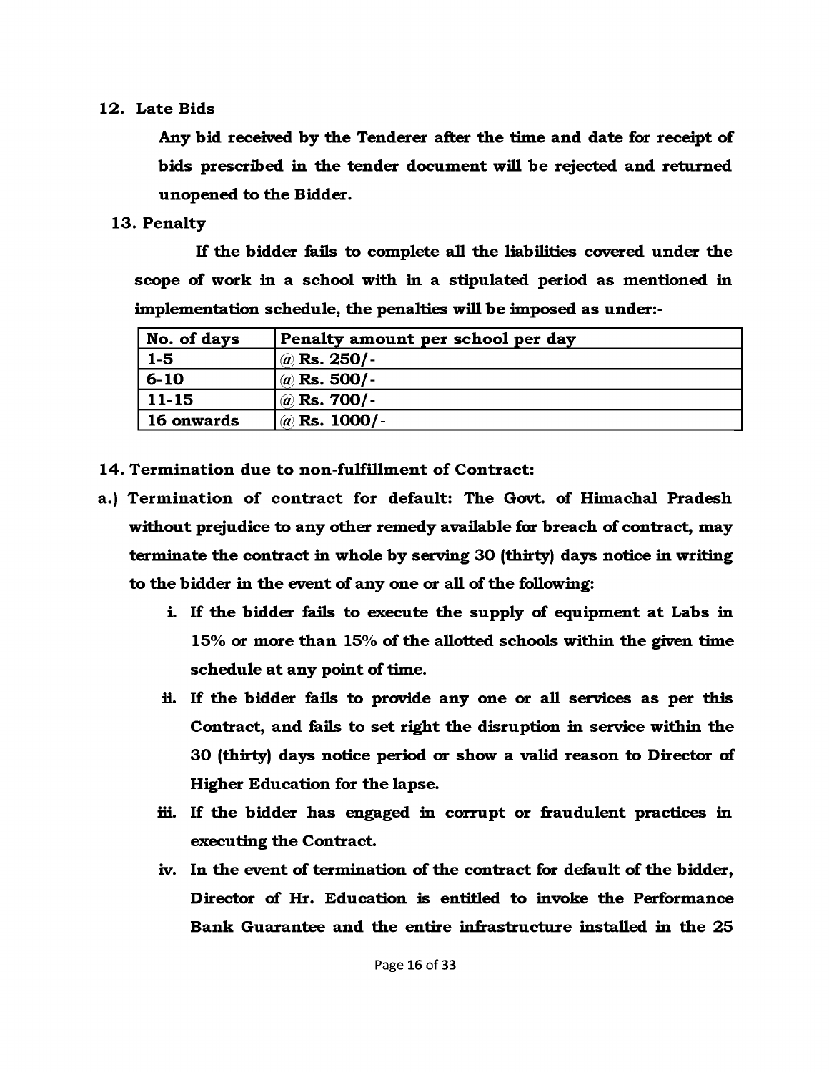**12. Late Bids**

**Any bid received by the Tenderer after the time and date for receipt of bids prescribed in the tender document will be rejected and returned unopened to the Bidder.**

**13. Penalty**

**If the bidder fails to complete all the liabilities covered under the scope of work in a school with in a stipulated period as mentioned in implementation schedule, the penalties will be imposed as under:-**

| No. of days | Penalty amount per school per day |
|---|---|
| 1-5 | @ Rs. 250/- |
| 6-10 | @ Rs. 500/- |
| 11-15 | @ Rs. 700/- |
| 16 onwards | @ Rs. 1000/- |

**14. Termination due to non-fulfillment of Contract:**

**a.) Termination of contract for default: The Govt. of Himachal Pradesh without prejudice to any other remedy available for breach of contract, may terminate the contract in whole by serving 30 (thirty) days notice in writing to the bidder in the event of any one or all of the following:**

   **i. If the bidder fails to execute the supply of equipment at Labs in 15% or more than 15% of the allotted schools within the given time schedule at any point of time.**

   **ii. If the bidder fails to provide any one or all services as per this Contract, and fails to set right the disruption in service within the 30 (thirty) days notice period or show a valid reason to Director of Higher Education for the lapse.**

   **iii. If the bidder has engaged in corrupt or fraudulent practices in executing the Contract.**

   **iv. In the event of termination of the contract for default of the bidder, Director of Hr. Education is entitled to invoke the Performance Bank Guarantee and the entire infrastructure installed in the 25**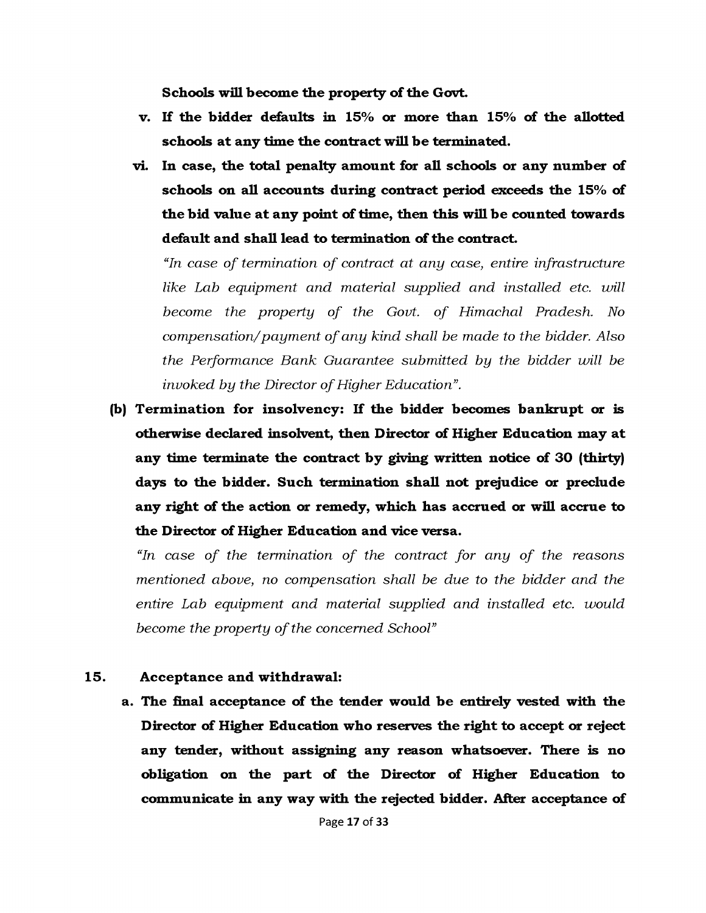**Schools will become the property of the Govt.**

v. **If the bidder defaults in 15% or more than 15% of the allotted schools at any time the contract will be terminated.**

vi. **In case, the total penalty amount for all schools or any number of schools on all accounts during contract period exceeds the 15% of the bid value at any point of time, then this will be counted towards default and shall lead to termination of the contract.**

*"In case of termination of contract at any case, entire infrastructure like Lab equipment and material supplied and installed etc. will become the property of the Govt. of Himachal Pradesh. No compensation/payment of any kind shall be made to the bidder. Also the Performance Bank Guarantee submitted by the bidder will be invoked by the Director of Higher Education".*

**(b) Termination for insolvency: If the bidder becomes bankrupt or is otherwise declared insolvent, then Director of Higher Education may at any time terminate the contract by giving written notice of 30 (thirty) days to the bidder. Such termination shall not prejudice or preclude any right of the action or remedy, which has accrued or will accrue to the Director of Higher Education and vice versa.**

*"In case of the termination of the contract for any of the reasons mentioned above, no compensation shall be due to the bidder and the entire Lab equipment and material supplied and installed etc. would become the property of the concerned School"*

**15. Acceptance and withdrawal:**

a. **The final acceptance of the tender would be entirely vested with the Director of Higher Education who reserves the right to accept or reject any tender, without assigning any reason whatsoever. There is no obligation on the part of the Director of Higher Education to communicate in any way with the rejected bidder. After acceptance of**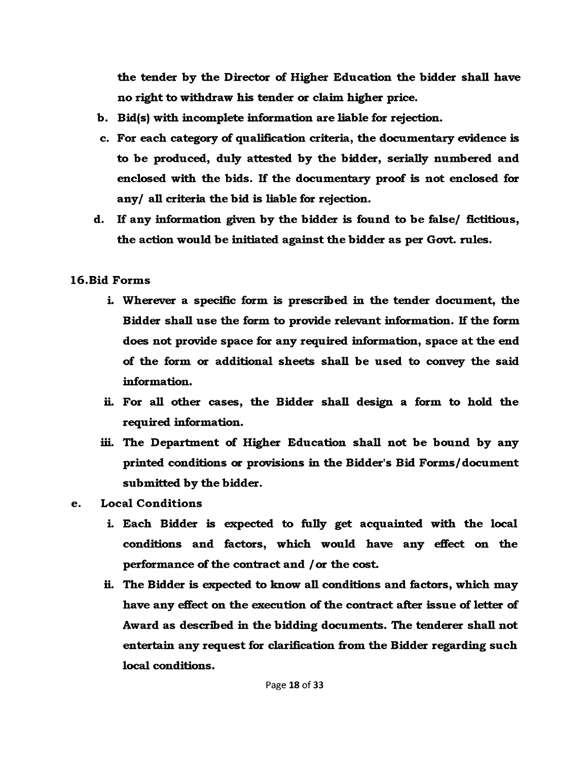**the tender by the Director of Higher Education the bidder shall have no right to withdraw his tender or claim higher price.**

b. **Bid(s) with incomplete information are liable for rejection.**

c. **For each category of qualification criteria, the documentary evidence is to be produced, duly attested by the bidder, serially numbered and enclosed with the bids. If the documentary proof is not enclosed for any/ all criteria the bid is liable for rejection.**

d. **If any information given by the bidder is found to be false/ fictitious, the action would be initiated against the bidder as per Govt. rules.**

**16.Bid Forms**

i. **Wherever a specific form is prescribed in the tender document, the Bidder shall use the form to provide relevant information. If the form does not provide space for any required information, space at the end of the form or additional sheets shall be used to convey the said information.**

ii. **For all other cases, the Bidder shall design a form to hold the required information.**

iii. **The Department of Higher Education shall not be bound by any printed conditions or provisions in the Bidder's Bid Forms/document submitted by the bidder.**

e. **Local Conditions**

i. **Each Bidder is expected to fully get acquainted with the local conditions and factors, which would have any effect on the performance of the contract and /or the cost.**

ii. **The Bidder is expected to know all conditions and factors, which may have any effect on the execution of the contract after issue of letter of Award as described in the bidding documents. The tenderer shall not entertain any request for clarification from the Bidder regarding such local conditions.**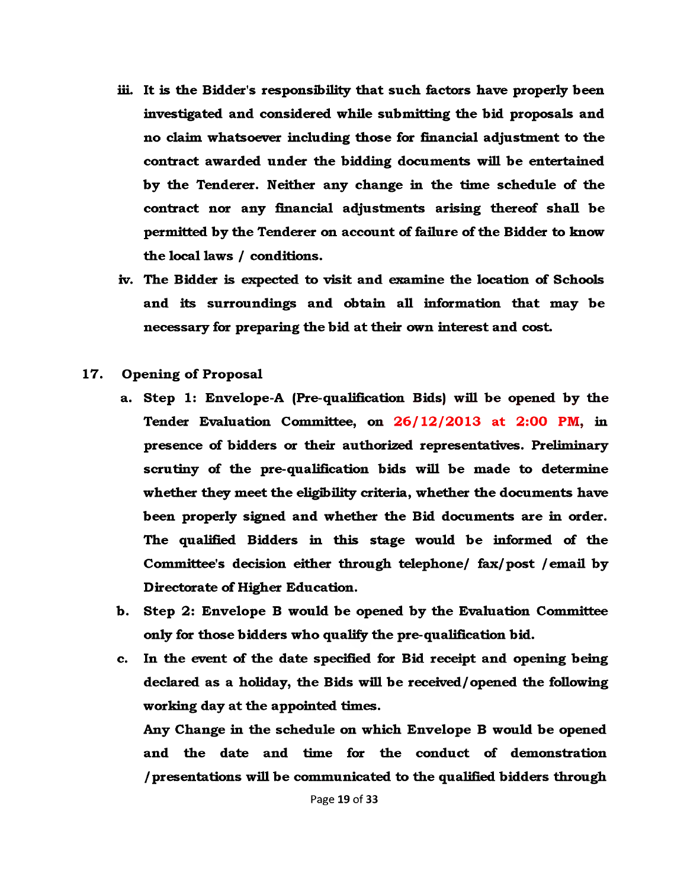iii. **It is the Bidder's responsibility that such factors have properly been investigated and considered while submitting the bid proposals and no claim whatsoever including those for financial adjustment to the contract awarded under the bidding documents will be entertained by the Tenderer. Neither any change in the time schedule of the contract nor any financial adjustments arising thereof shall be permitted by the Tenderer on account of failure of the Bidder to know the local laws / conditions.**

iv. **The Bidder is expected to visit and examine the location of Schools and its surroundings and obtain all information that may be necessary for preparing the bid at their own interest and cost.**

**17. Opening of Proposal**

a. **Step 1: Envelope-A (Pre-qualification Bids) will be opened by the Tender Evaluation Committee, on 26/12/2013 at 2:00 PM, in presence of bidders or their authorized representatives. Preliminary scrutiny of the pre-qualification bids will be made to determine whether they meet the eligibility criteria, whether the documents have been properly signed and whether the Bid documents are in order. The qualified Bidders in this stage would be informed of the Committee's decision either through telephone/ fax/post /email by Directorate of Higher Education.**

b. **Step 2: Envelope B would be opened by the Evaluation Committee only for those bidders who qualify the pre-qualification bid.**

c. **In the event of the date specified for Bid receipt and opening being declared as a holiday, the Bids will be received/opened the following working day at the appointed times.**

**Any Change in the schedule on which Envelope B would be opened and the date and time for the conduct of demonstration /presentations will be communicated to the qualified bidders through**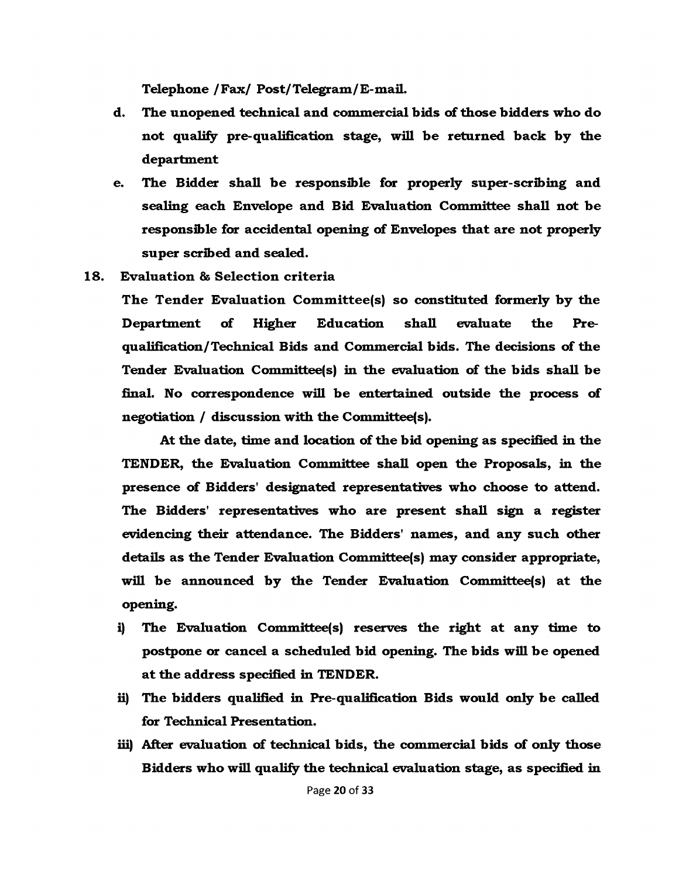**Telephone /Fax/ Post/Telegram/E-mail.**

d. **The unopened technical and commercial bids of those bidders who do not qualify pre-qualification stage, will be returned back by the department**

e. **The Bidder shall be responsible for properly super-scribing and sealing each Envelope and Bid Evaluation Committee shall not be responsible for accidental opening of Envelopes that are not properly super scribed and sealed.**

**18. Evaluation & Selection criteria**

**The Tender Evaluation Committee(s) so constituted formerly by the Department of Higher Education shall evaluate the Pre-qualification/Technical Bids and Commercial bids. The decisions of the Tender Evaluation Committee(s) in the evaluation of the bids shall be final. No correspondence will be entertained outside the process of negotiation / discussion with the Committee(s).**

**At the date, time and location of the bid opening as specified in the TENDER, the Evaluation Committee shall open the Proposals, in the presence of Bidders' designated representatives who choose to attend. The Bidders' representatives who are present shall sign a register evidencing their attendance. The Bidders' names, and any such other details as the Tender Evaluation Committee(s) may consider appropriate, will be announced by the Tender Evaluation Committee(s) at the opening.**

i) **The Evaluation Committee(s) reserves the right at any time to postpone or cancel a scheduled bid opening. The bids will be opened at the address specified in TENDER.**

ii) **The bidders qualified in Pre-qualification Bids would only be called for Technical Presentation.**

iii) **After evaluation of technical bids, the commercial bids of only those Bidders who will qualify the technical evaluation stage, as specified in**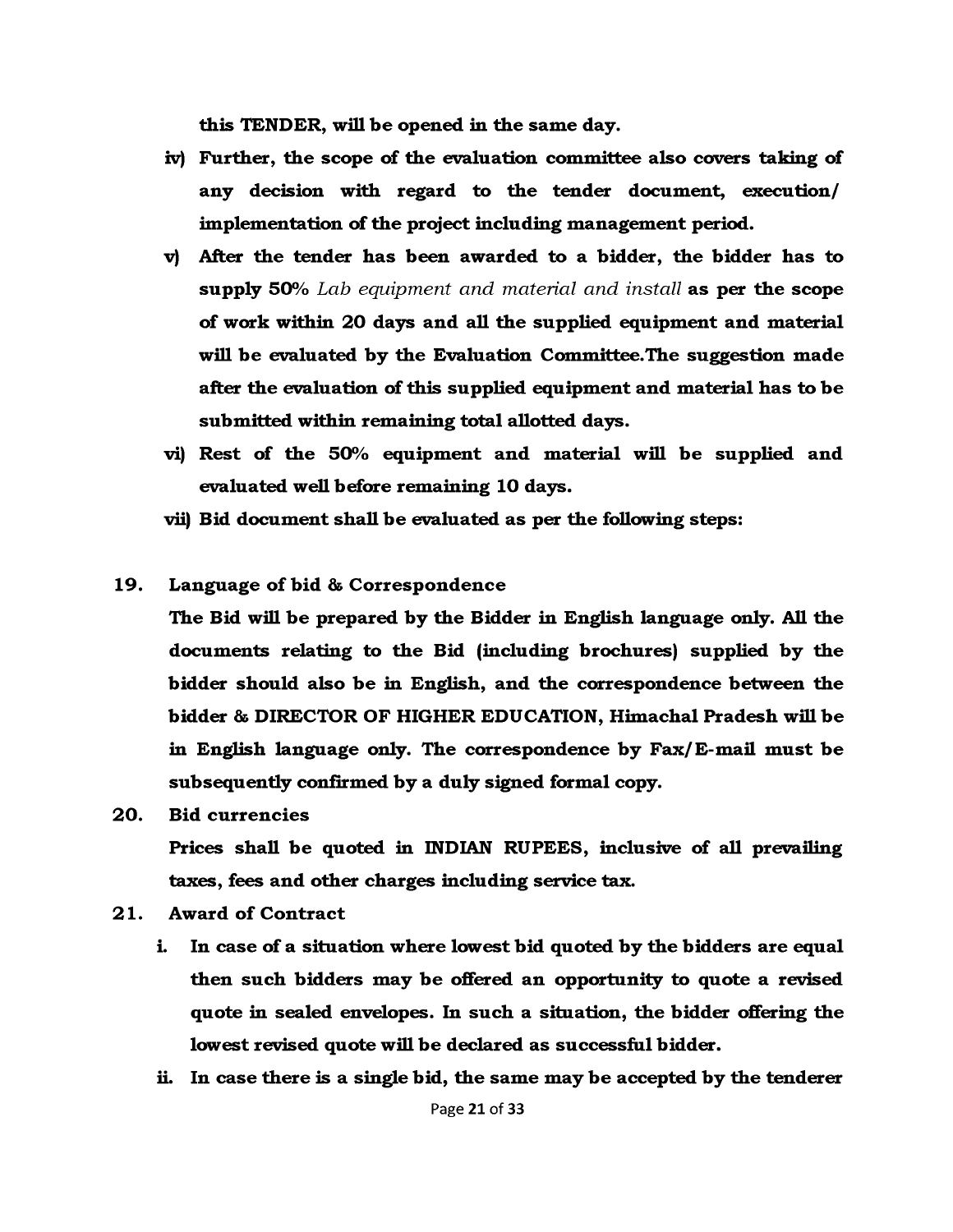**this TENDER, will be opened in the same day.**

iv) **Further, the scope of the evaluation committee also covers taking of any decision with regard to the tender document, execution/ implementation of the project including management period.**

v) **After the tender has been awarded to a bidder, the bidder has to supply 50%** *Lab equipment and material and install* **as per the scope of work within 20 days and all the supplied equipment and material will be evaluated by the Evaluation Committee.The suggestion made after the evaluation of this supplied equipment and material has to be submitted within remaining total allotted days.**

vi) **Rest of the 50% equipment and material will be supplied and evaluated well before remaining 10 days.**

vii) **Bid document shall be evaluated as per the following steps:**

**19. Language of bid & Correspondence**

**The Bid will be prepared by the Bidder in English language only. All the documents relating to the Bid (including brochures) supplied by the bidder should also be in English, and the correspondence between the bidder & DIRECTOR OF HIGHER EDUCATION, Himachal Pradesh will be in English language only. The correspondence by Fax/E-mail must be subsequently confirmed by a duly signed formal copy.**

**20. Bid currencies**

**Prices shall be quoted in INDIAN RUPEES, inclusive of all prevailing taxes, fees and other charges including service tax.**

**21. Award of Contract**

i. **In case of a situation where lowest bid quoted by the bidders are equal then such bidders may be offered an opportunity to quote a revised quote in sealed envelopes. In such a situation, the bidder offering the lowest revised quote will be declared as successful bidder.**

ii. **In case there is a single bid, the same may be accepted by the tenderer**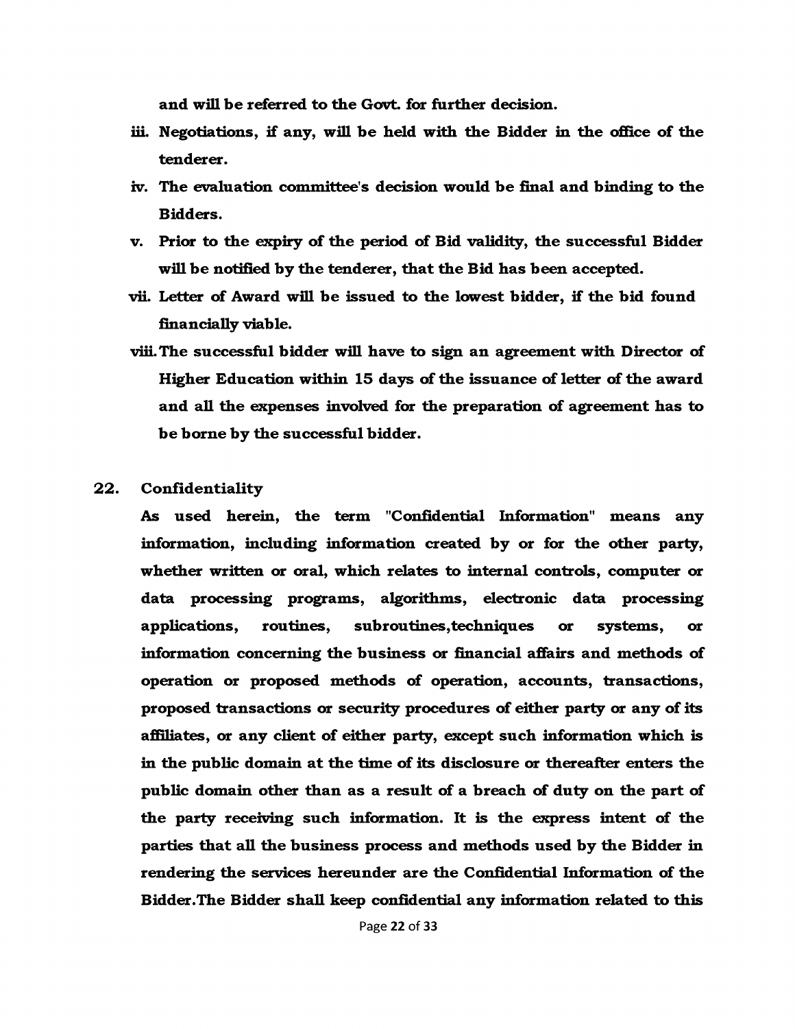**and will be referred to the Govt. for further decision.**

iii. **Negotiations, if any, will be held with the Bidder in the office of the tenderer.**

iv. **The evaluation committee's decision would be final and binding to the Bidders.**

v. **Prior to the expiry of the period of Bid validity, the successful Bidder will be notified by the tenderer, that the Bid has been accepted.**

vii. **Letter of Award will be issued to the lowest bidder, if the bid found financially viable.**

viii. **The successful bidder will have to sign an agreement with Director of Higher Education within 15 days of the issuance of letter of the award and all the expenses involved for the preparation of agreement has to be borne by the successful bidder.**

**22. Confidentiality**

**As used herein, the term "Confidential Information" means any information, including information created by or for the other party, whether written or oral, which relates to internal controls, computer or data processing programs, algorithms, electronic data processing applications, routines, subroutines,techniques or systems, or information concerning the business or financial affairs and methods of operation or proposed methods of operation, accounts, transactions, proposed transactions or security procedures of either party or any of its affiliates, or any client of either party, except such information which is in the public domain at the time of its disclosure or thereafter enters the public domain other than as a result of a breach of duty on the part of the party receiving such information. It is the express intent of the parties that all the business process and methods used by the Bidder in rendering the services hereunder are the Confidential Information of the Bidder.The Bidder shall keep confidential any information related to this**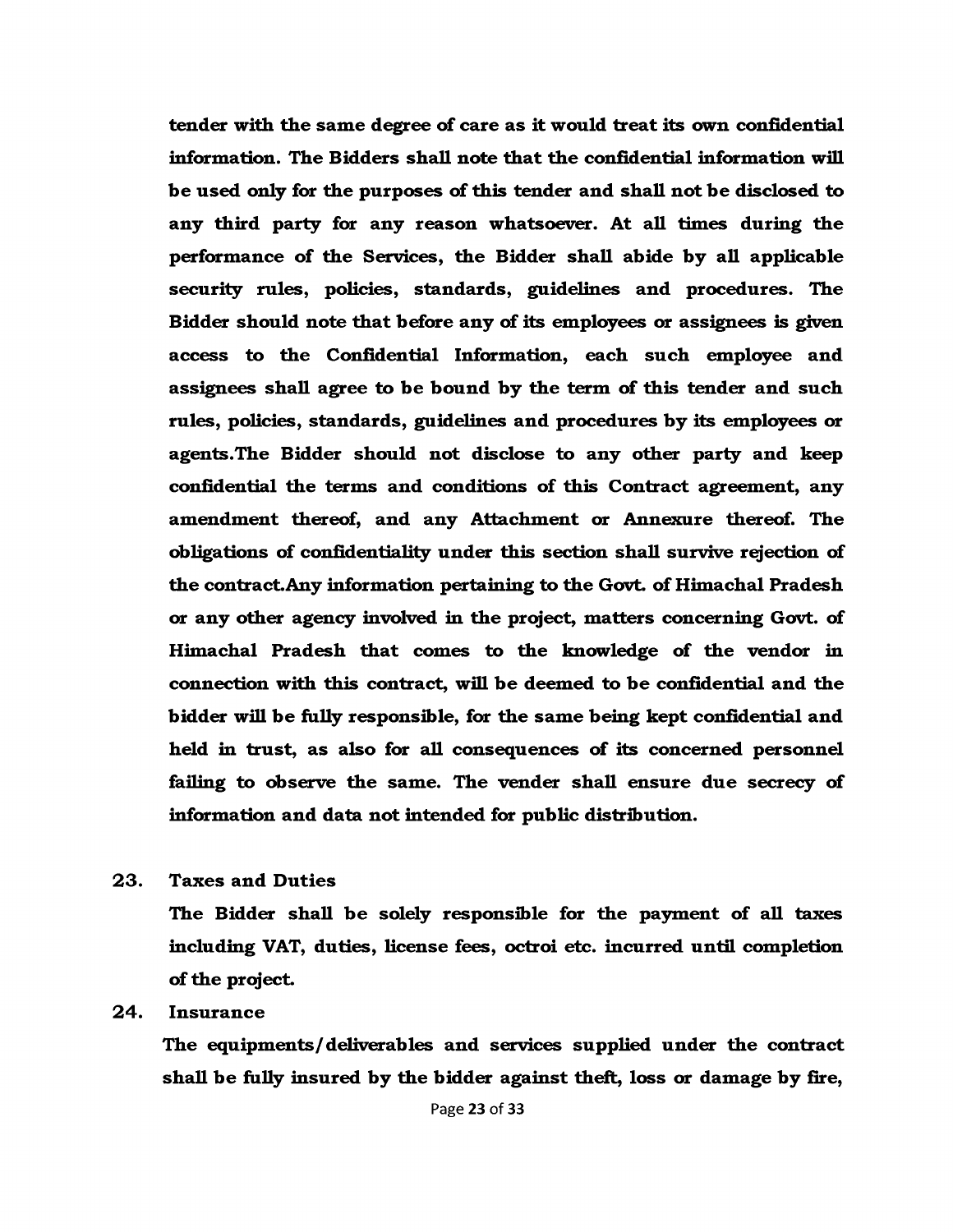**tender with the same degree of care as it would treat its own confidential information. The Bidders shall note that the confidential information will be used only for the purposes of this tender and shall not be disclosed to any third party for any reason whatsoever. At all times during the performance of the Services, the Bidder shall abide by all applicable security rules, policies, standards, guidelines and procedures. The Bidder should note that before any of its employees or assignees is given access to the Confidential Information, each such employee and assignees shall agree to be bound by the term of this tender and such rules, policies, standards, guidelines and procedures by its employees or agents.The Bidder should not disclose to any other party and keep confidential the terms and conditions of this Contract agreement, any amendment thereof, and any Attachment or Annexure thereof. The obligations of confidentiality under this section shall survive rejection of the contract.Any information pertaining to the Govt. of Himachal Pradesh or any other agency involved in the project, matters concerning Govt. of Himachal Pradesh that comes to the knowledge of the vendor in connection with this contract, will be deemed to be confidential and the bidder will be fully responsible, for the same being kept confidential and held in trust, as also for all consequences of its concerned personnel failing to observe the same. The vender shall ensure due secrecy of information and data not intended for public distribution.**

**23. Taxes and Duties**

**The Bidder shall be solely responsible for the payment of all taxes including VAT, duties, license fees, octroi etc. incurred until completion of the project.**

**24. Insurance**

**The equipments/deliverables and services supplied under the contract shall be fully insured by the bidder against theft, loss or damage by fire,**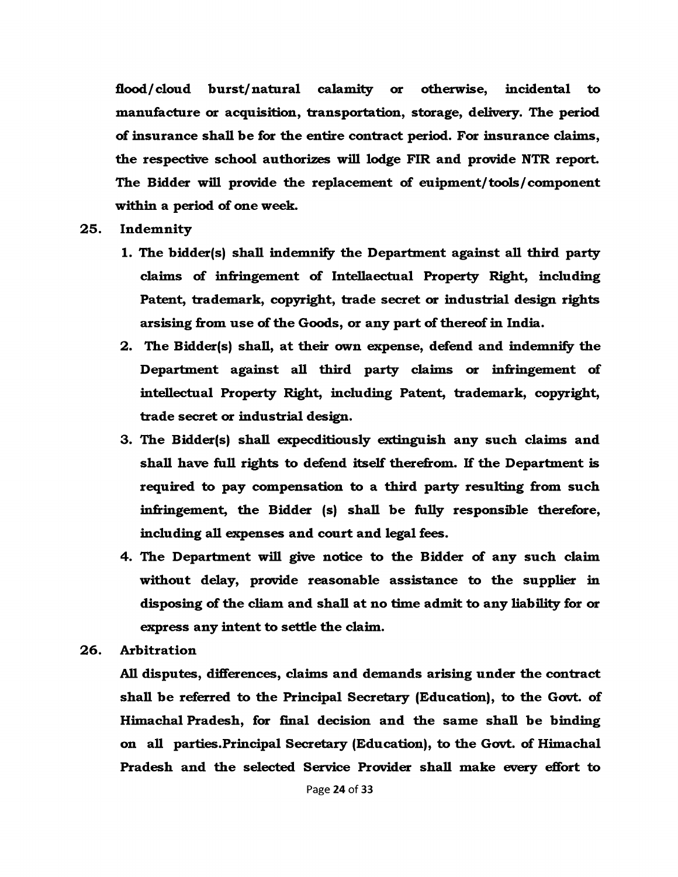**flood/cloud burst/natural calamity or otherwise, incidental to manufacture or acquisition, transportation, storage, delivery. The period of insurance shall be for the entire contract period. For insurance claims, the respective school authorizes will lodge FIR and provide NTR report. The Bidder will provide the replacement of euipment/tools/component within a period of one week.**

**25. Indemnity**

1. **The bidder(s) shall indemnify the Department against all third party claims of infringement of Intellaectual Property Right, including Patent, trademark, copyright, trade secret or industrial design rights arsising from use of the Goods, or any part of thereof in India.**
2. **The Bidder(s) shall, at their own expense, defend and indemnify the Department against all third party claims or infringement of intellectual Property Right, including Patent, trademark, copyright, trade secret or industrial design.**
3. **The Bidder(s) shall expecditiously extinguish any such claims and shall have full rights to defend itself therefrom. If the Department is required to pay compensation to a third party resulting from such infringement, the Bidder (s) shall be fully responsible therefore, including all expenses and court and legal fees.**
4. **The Department will give notice to the Bidder of any such claim without delay, provide reasonable assistance to the supplier in disposing of the cliam and shall at no time admit to any liability for or express any intent to settle the claim.**

**26. Arbitration**

**All disputes, differences, claims and demands arising under the contract shall be referred to the Principal Secretary (Education), to the Govt. of Himachal Pradesh, for final decision and the same shall be binding on all parties.Principal Secretary (Education), to the Govt. of Himachal Pradesh and the selected Service Provider shall make every effort to**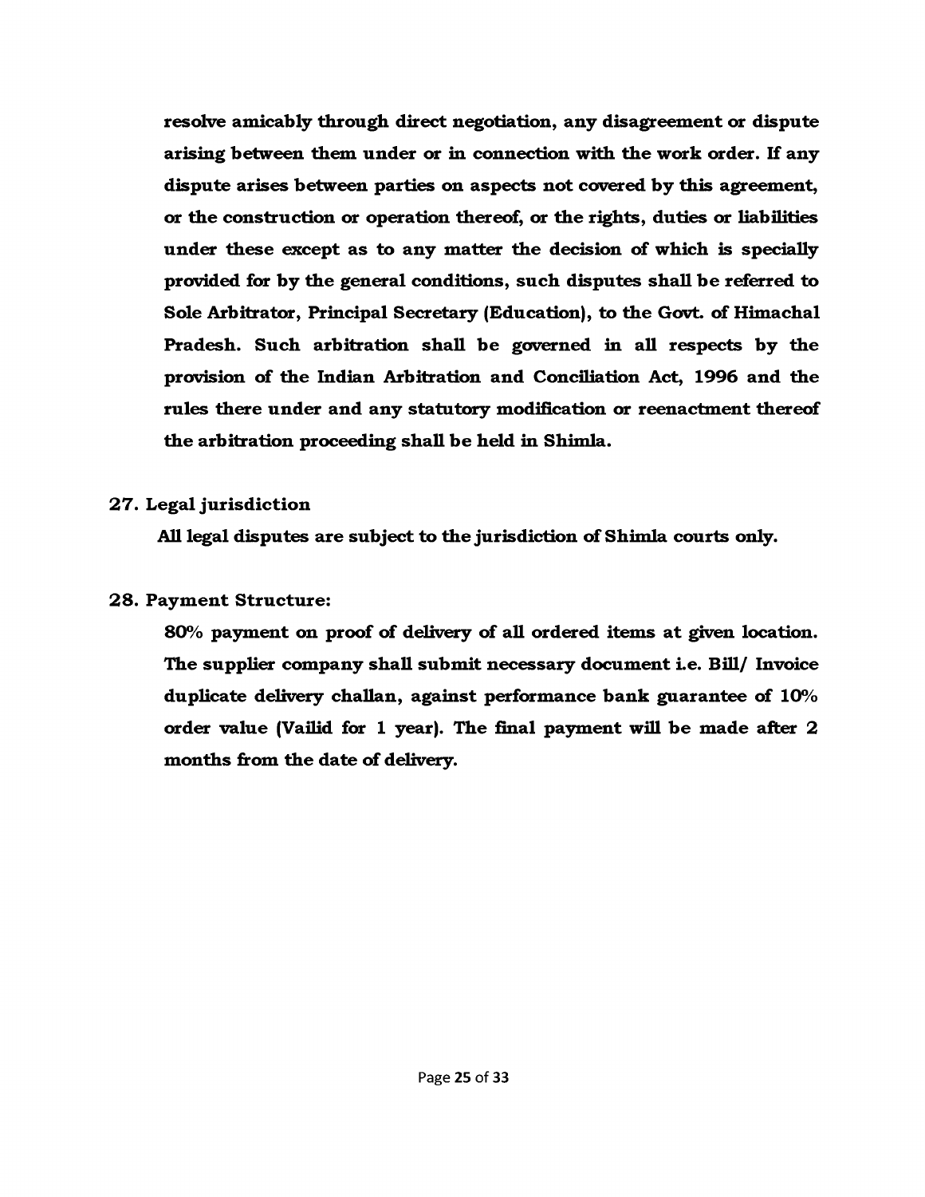**resolve amicably through direct negotiation, any disagreement or dispute arising between them under or in connection with the work order. If any dispute arises between parties on aspects not covered by this agreement, or the construction or operation thereof, or the rights, duties or liabilities under these except as to any matter the decision of which is specially provided for by the general conditions, such disputes shall be referred to Sole Arbitrator, Principal Secretary (Education), to the Govt. of Himachal Pradesh. Such arbitration shall be governed in all respects by the provision of the Indian Arbitration and Conciliation Act, 1996 and the rules there under and any statutory modification or reenactment thereof the arbitration proceeding shall be held in Shimla.**

**27. Legal jurisdiction**

**All legal disputes are subject to the jurisdiction of Shimla courts only.**

**28. Payment Structure:**

**80% payment on proof of delivery of all ordered items at given location. The supplier company shall submit necessary document i.e. Bill/ Invoice duplicate delivery challan, against performance bank guarantee of 10% order value (Vailid for 1 year). The final payment will be made after 2 months from the date of delivery.**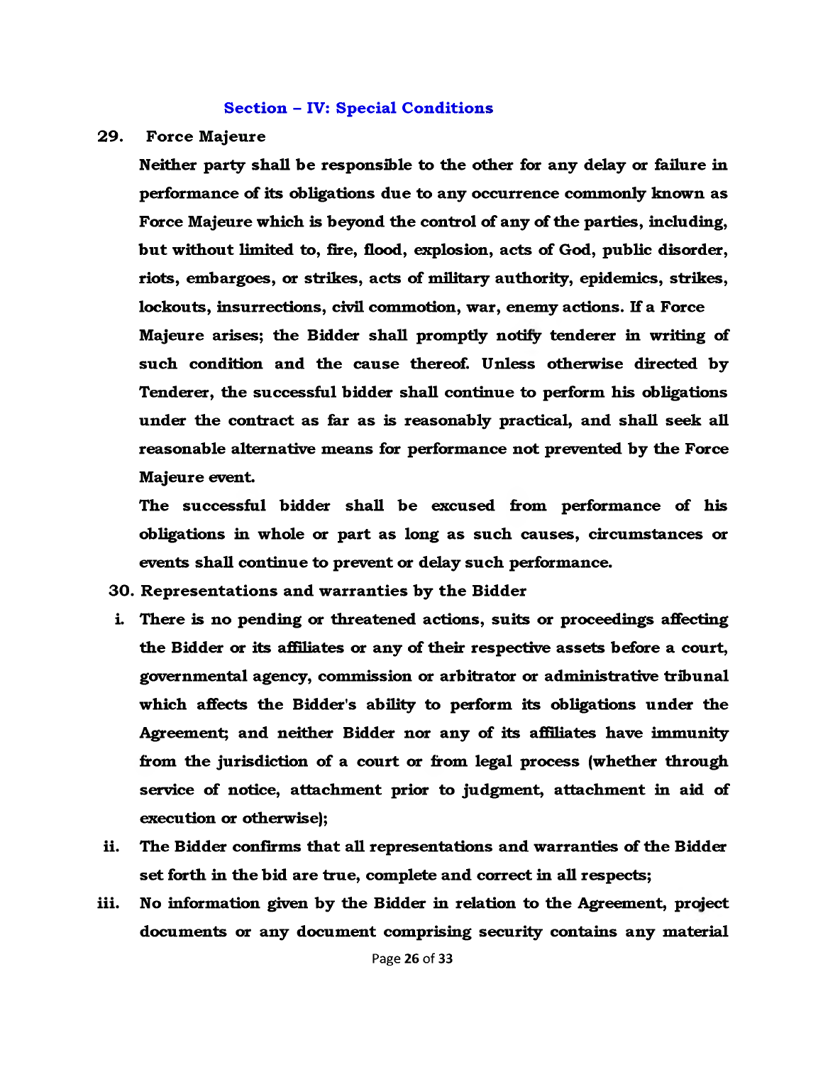## Section – IV: Special Conditions

**29. Force Majeure**

**Neither party shall be responsible to the other for any delay or failure in performance of its obligations due to any occurrence commonly known as Force Majeure which is beyond the control of any of the parties, including, but without limited to, fire, flood, explosion, acts of God, public disorder, riots, embargoes, or strikes, acts of military authority, epidemics, strikes, lockouts, insurrections, civil commotion, war, enemy actions. If a Force Majeure arises; the Bidder shall promptly notify tenderer in writing of such condition and the cause thereof. Unless otherwise directed by Tenderer, the successful bidder shall continue to perform his obligations under the contract as far as is reasonably practical, and shall seek all reasonable alternative means for performance not prevented by the Force Majeure event.**

**The successful bidder shall be excused from performance of his obligations in whole or part as long as such causes, circumstances or events shall continue to prevent or delay such performance.**

**30. Representations and warranties by the Bidder**

i. **There is no pending or threatened actions, suits or proceedings affecting the Bidder or its affiliates or any of their respective assets before a court, governmental agency, commission or arbitrator or administrative tribunal which affects the Bidder's ability to perform its obligations under the Agreement; and neither Bidder nor any of its affiliates have immunity from the jurisdiction of a court or from legal process (whether through service of notice, attachment prior to judgment, attachment in aid of execution or otherwise);**

ii. **The Bidder confirms that all representations and warranties of the Bidder set forth in the bid are true, complete and correct in all respects;**

iii. **No information given by the Bidder in relation to the Agreement, project documents or any document comprising security contains any material**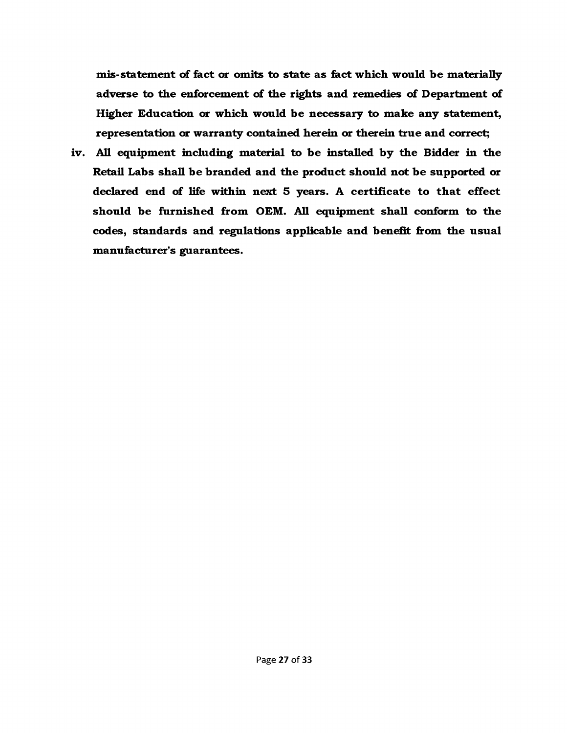**mis-statement of fact or omits to state as fact which would be materially adverse to the enforcement of the rights and remedies of Department of Higher Education or which would be necessary to make any statement, representation or warranty contained herein or therein true and correct;**

iv. **All equipment including material to be installed by the Bidder in the Retail Labs shall be branded and the product should not be supported or declared end of life within next 5 years. A certificate to that effect should be furnished from OEM. All equipment shall conform to the codes, standards and regulations applicable and benefit from the usual manufacturer's guarantees.**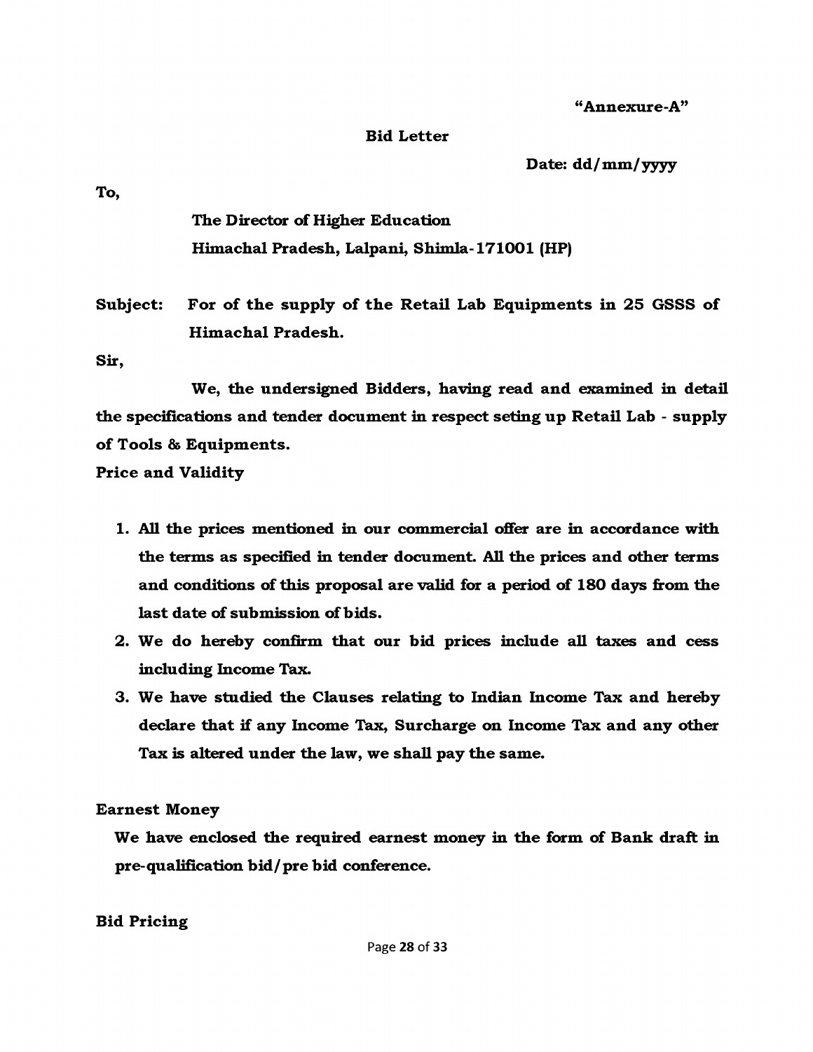**"Annexure-A"**

**Bid Letter**

**Date: dd/mm/yyyy**

**To,**

**The Director of Higher Education**
**Himachal Pradesh, Lalpani, Shimla-171001 (HP)**

**Subject: For of the supply of the Retail Lab Equipments in 25 GSSS of Himachal Pradesh.**

**Sir,**

**We, the undersigned Bidders, having read and examined in detail the specifications and tender document in respect seting up Retail Lab - supply of Tools & Equipments.**

**Price and Validity**

1. **All the prices mentioned in our commercial offer are in accordance with the terms as specified in tender document. All the prices and other terms and conditions of this proposal are valid for a period of 180 days from the last date of submission of bids.**
2. **We do hereby confirm that our bid prices include all taxes and cess including Income Tax.**
3. **We have studied the Clauses relating to Indian Income Tax and hereby declare that if any Income Tax, Surcharge on Income Tax and any other Tax is altered under the law, we shall pay the same.**

**Earnest Money**

**We have enclosed the required earnest money in the form of Bank draft in pre-qualification bid/pre bid conference.**

**Bid Pricing**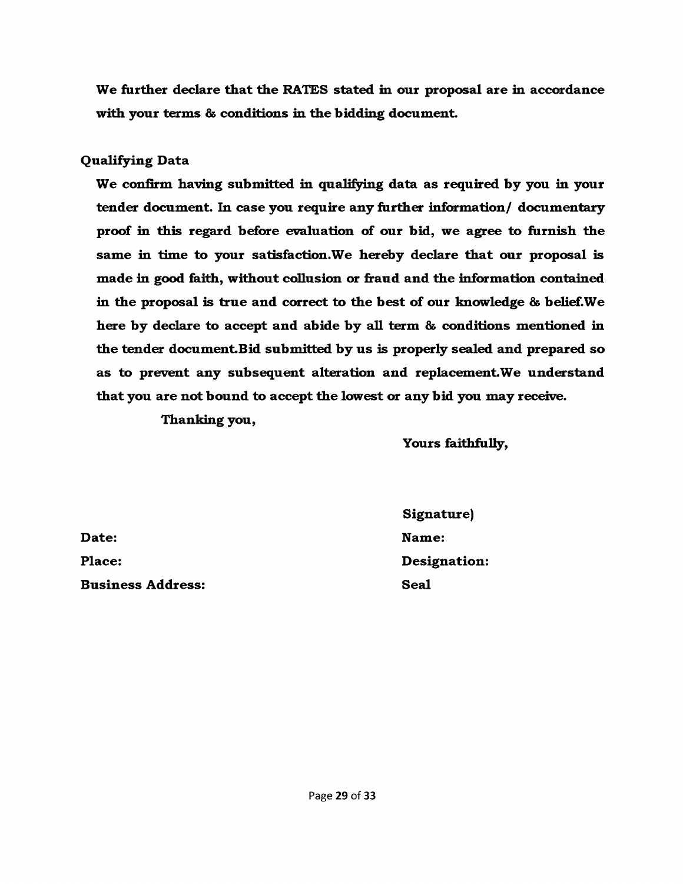**We further declare that the RATES stated in our proposal are in accordance with your terms & conditions in the bidding document.**

Qualifying Data

**We confirm having submitted in qualifying data as required by you in your tender document. In case you require any further information/ documentary proof in this regard before evaluation of our bid, we agree to furnish the same in time to your satisfaction.We hereby declare that our proposal is made in good faith, without collusion or fraud and the information contained in the proposal is true and correct to the best of our knowledge & belief.We here by declare to accept and abide by all term & conditions mentioned in the tender document.Bid submitted by us is properly sealed and prepared so as to prevent any subsequent alteration and replacement.We understand that you are not bound to accept the lowest or any bid you may receive.**

**Thanking you,**

**Yours faithfully,**

**Signature)**

**Date:** 

**Name:**

**Place:** 

**Designation:**

**Business Address:** 

**Seal**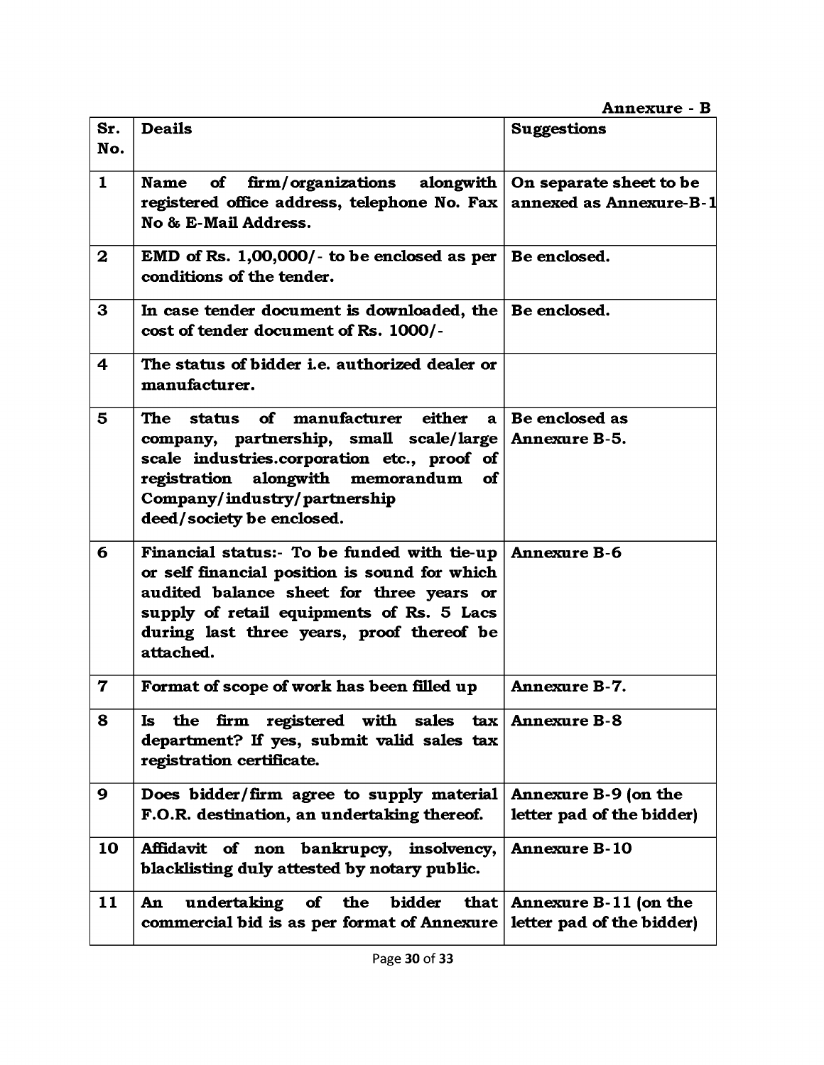**Annexure - B**

| Sr. No. | Deails | Suggestions |
|---|---|---|
| 1 | Name of firm/organizations alongwith registered office address, telephone No. Fax No & E-Mail Address. | On separate sheet to be annexed as Annexure-B-1 |
| 2 | EMD of Rs. 1,00,000/- to be enclosed as per conditions of the tender. | Be enclosed. |
| 3 | In case tender document is downloaded, the cost of tender document of Rs. 1000/- | Be enclosed. |
| 4 | The status of bidder i.e. authorized dealer or manufacturer. | |
| 5 | The status of manufacturer either a company, partnership, small scale/large scale industries.corporation etc., proof of registration alongwith memorandum of Company/industry/partnership deed/society be enclosed. | Be enclosed as Annexure B-5. |
| 6 | Financial status:- To be funded with tie-up or self financial position is sound for which audited balance sheet for three years or supply of retail equipments of Rs. 5 Lacs during last three years, proof thereof be attached. | Annexure B-6 |
| 7 | Format of scope of work has been filled up | Annexure B-7. |
| 8 | Is the firm registered with sales tax department? If yes, submit valid sales tax registration certificate. | Annexure B-8 |
| 9 | Does bidder/firm agree to supply material F.O.R. destination, an undertaking thereof. | Annexure B-9 (on the letter pad of the bidder) |
| 10 | Affidavit of non bankrupcy, insolvency, blacklisting duly attested by notary public. | Annexure B-10 |
| 11 | An undertaking of the bidder that commercial bid is as per format of Annexure | Annexure B-11 (on the letter pad of the bidder) |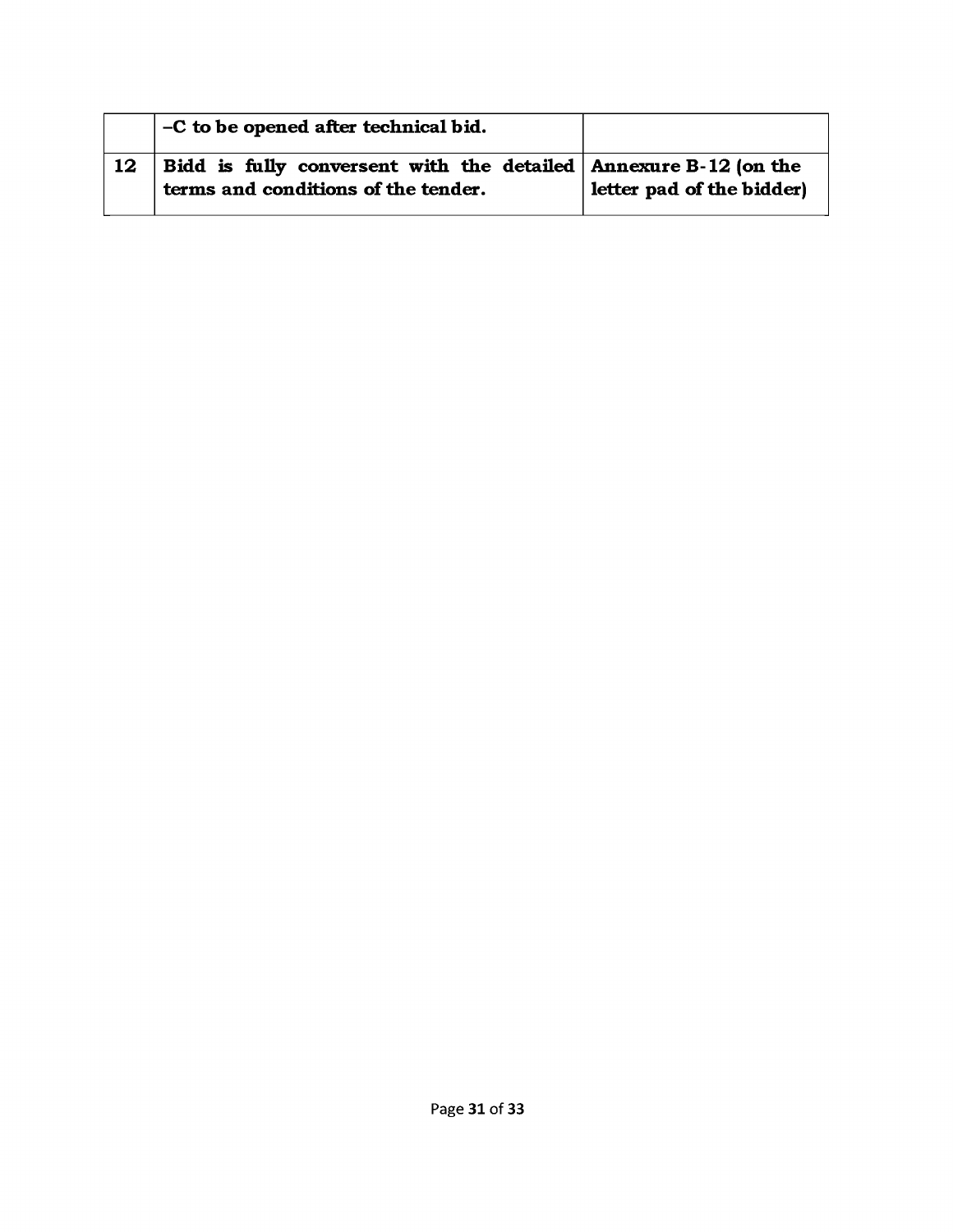|  |  |  |
|---|---|---|
|  | **–C to be opened after technical bid.** |  |
| **12** | **Bidd is fully conversent with the detailed terms and conditions of the tender.** | **Annexure B-12 (on the letter pad of the bidder)** |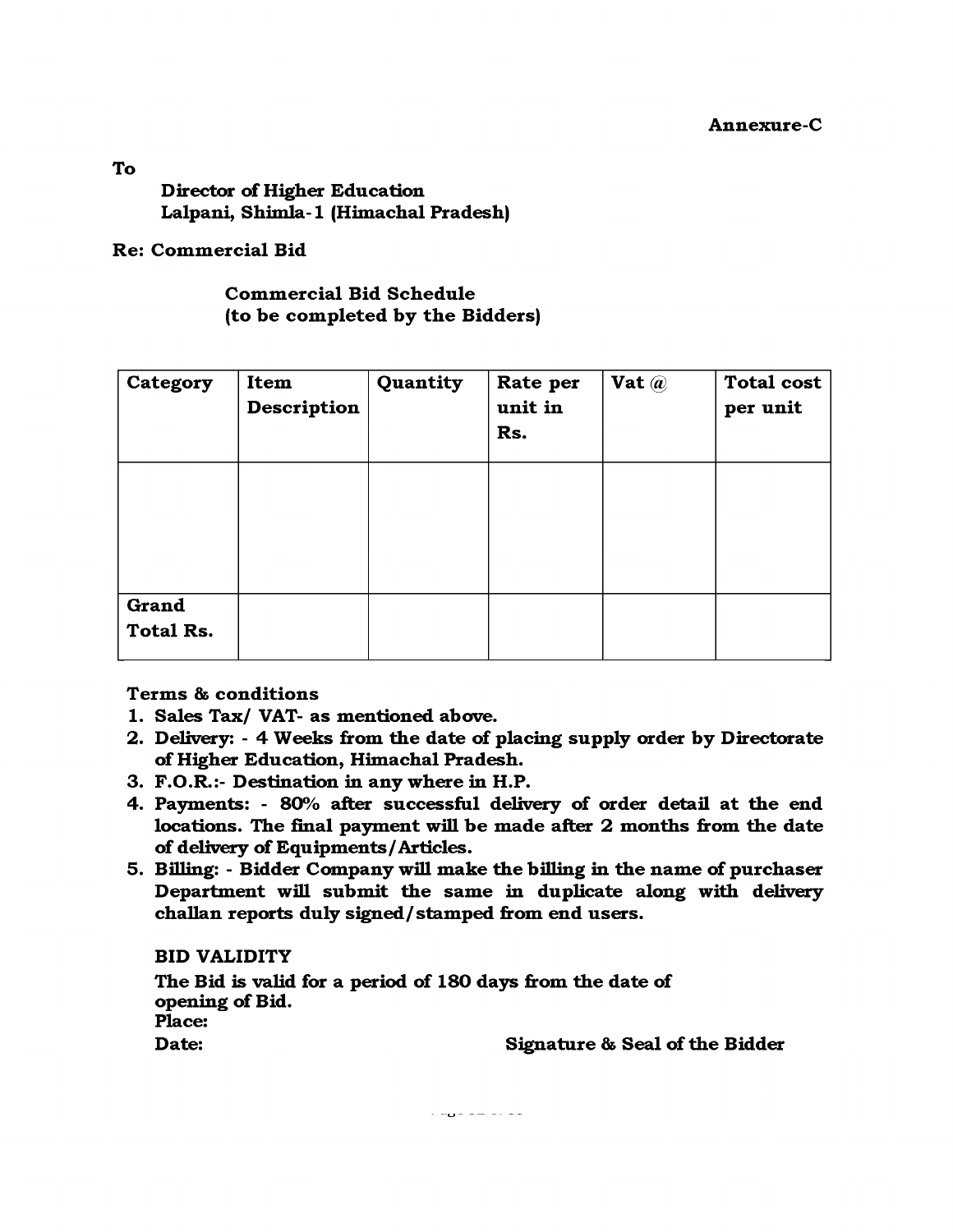**Annexure-C**

**To**

**Director of Higher Education**
**Lalpani, Shimla-1 (Himachal Pradesh)**

**Re: Commercial Bid**

**Commercial Bid Schedule**
**(to be completed by the Bidders)**

| Category | Item Description | Quantity | Rate per unit in Rs. | Vat @ | Total cost per unit |
|---|---|---|---|---|---|
| | | | | | |
| Grand Total Rs. | | | | | |

**Terms & conditions**

1. **Sales Tax/ VAT- as mentioned above.**
2. **Delivery: - 4 Weeks from the date of placing supply order by Directorate of Higher Education, Himachal Pradesh.**
3. **F.O.R.:- Destination in any where in H.P.**
4. **Payments: - 80% after successful delivery of order detail at the end locations. The final payment will be made after 2 months from the date of delivery of Equipments/Articles.**
5. **Billing: - Bidder Company will make the billing in the name of purchaser Department will submit the same in duplicate along with delivery challan reports duly signed/stamped from end users.**

**BID VALIDITY**

**The Bid is valid for a period of 180 days from the date of opening of Bid.**

**Place:**

**Date:** **Signature & Seal of the Bidder**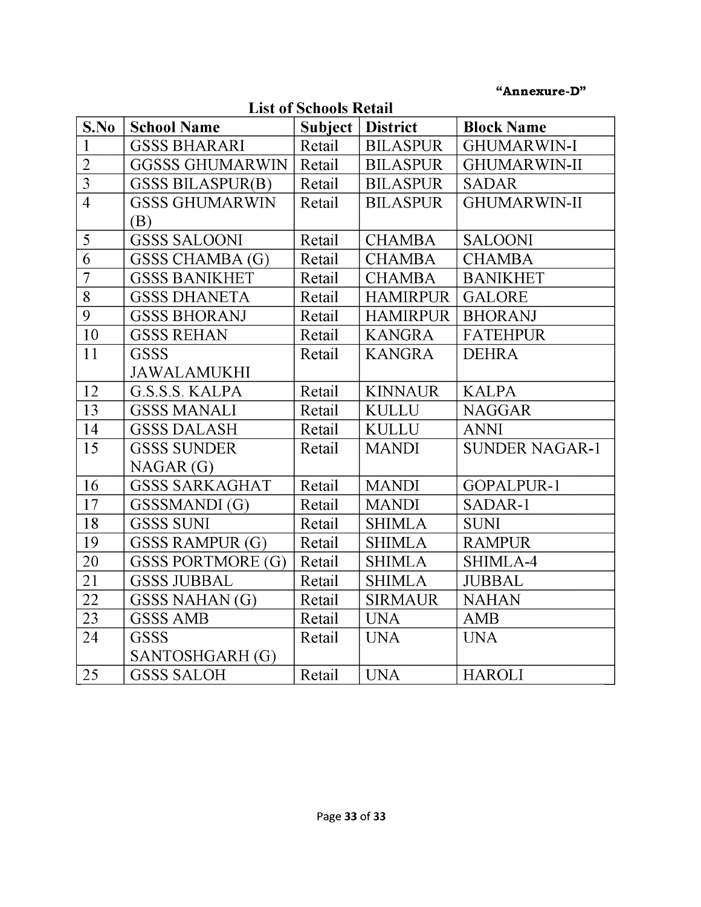"Annexure-D"

## List of Schools Retail

| S.No | School Name | Subject | District | Block Name |
|---|---|---|---|---|
| 1 | GSSS BHARARI | Retail | BILASPUR | GHUMARWIN-I |
| 2 | GGSSS GHUMARWIN | Retail | BILASPUR | GHUMARWIN-II |
| 3 | GSSS BILASPUR(B) | Retail | BILASPUR | SADAR |
| 4 | GSSS GHUMARWIN (B) | Retail | BILASPUR | GHUMARWIN-II |
| 5 | GSSS SALOONI | Retail | CHAMBA | SALOONI |
| 6 | GSSS CHAMBA (G) | Retail | CHAMBA | CHAMBA |
| 7 | GSSS BANIKHET | Retail | CHAMBA | BANIKHET |
| 8 | GSSS DHANETA | Retail | HAMIRPUR | GALORE |
| 9 | GSSS BHORANJ | Retail | HAMIRPUR | BHORANJ |
| 10 | GSSS REHAN | Retail | KANGRA | FATEHPUR |
| 11 | GSSS JAWALAMUKHI | Retail | KANGRA | DEHRA |
| 12 | G.S.S.S. KALPA | Retail | KINNAUR | KALPA |
| 13 | GSSS MANALI | Retail | KULLU | NAGGAR |
| 14 | GSSS DALASH | Retail | KULLU | ANNI |
| 15 | GSSS SUNDER NAGAR (G) | Retail | MANDI | SUNDER NAGAR-1 |
| 16 | GSSS SARKAGHAT | Retail | MANDI | GOPALPUR-1 |
| 17 | GSSSMANDI (G) | Retail | MANDI | SADAR-1 |
| 18 | GSSS SUNI | Retail | SHIMLA | SUNI |
| 19 | GSSS RAMPUR (G) | Retail | SHIMLA | RAMPUR |
| 20 | GSSS PORTMORE (G) | Retail | SHIMLA | SHIMLA-4 |
| 21 | GSSS JUBBAL | Retail | SHIMLA | JUBBAL |
| 22 | GSSS NAHAN (G) | Retail | SIRMAUR | NAHAN |
| 23 | GSSS AMB | Retail | UNA | AMB |
| 24 | GSSS SANTOSHGARH (G) | Retail | UNA | UNA |
| 25 | GSSS SALOH | Retail | UNA | HAROLI |